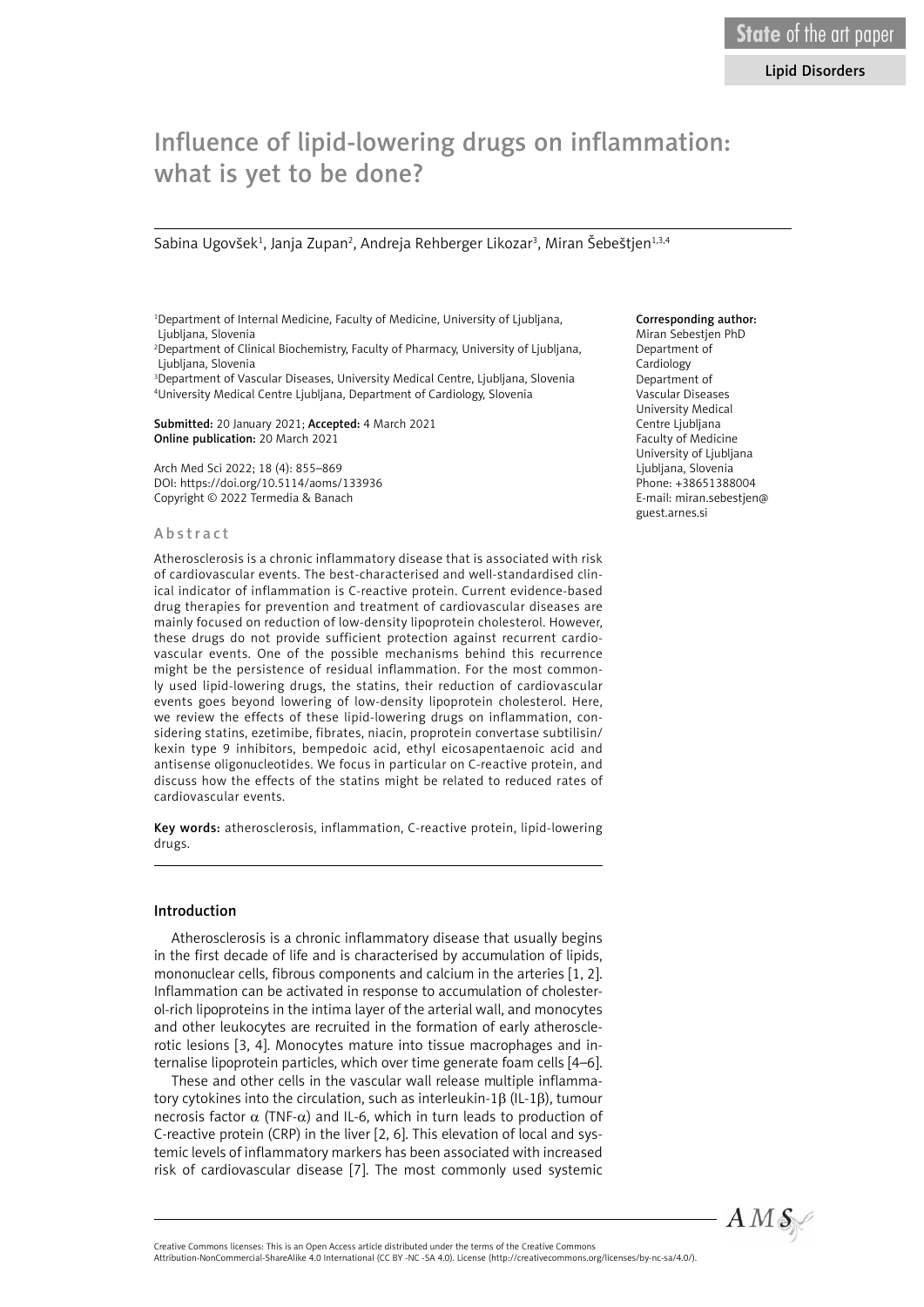State of the art paper

Lipid Disorders

# Influence of lipid-lowering drugs on inflammation: what is yet to be done?

Sabina Ugovšek[1], Janja Zupan[2], Andreja Rehberger Likozar[3], Miran Šebeštjen[1,3,4]

[1]Department of Internal Medicine, Faculty of Medicine, University of Ljubljana, Ljubljana, Slovenia
[2]Department of Clinical Biochemistry, Faculty of Pharmacy, University of Ljubljana, Ljubljana, Slovenia
[3]Department of Vascular Diseases, University Medical Centre, Ljubljana, Slovenia
[4]University Medical Centre Ljubljana, Department of Cardiology, Slovenia

**Submitted:** 20 January 2021; **Accepted:** 4 March 2021
**Online publication:** 20 March 2021

Arch Med Sci 2022; 18 (4): 855–869
DOI: https://doi.org/10.5114/aoms/133936
Copyright © 2022 Termedia & Banach

**Corresponding author:**
Miran Sebestjen PhD
Department of Cardiology
Department of Vascular Diseases
University Medical Centre Ljubljana
Faculty of Medicine
University of Ljubljana
Ljubljana, Slovenia
Phone: +38651388004
E-mail: miran.sebestjen@guest.arnes.si

## Abstract

Atherosclerosis is a chronic inflammatory disease that is associated with risk of cardiovascular events. The best-characterised and well-standardised clinical indicator of inflammation is C-reactive protein. Current evidence-based drug therapies for prevention and treatment of cardiovascular diseases are mainly focused on reduction of low-density lipoprotein cholesterol. However, these drugs do not provide sufficient protection against recurrent cardiovascular events. One of the possible mechanisms behind this recurrence might be the persistence of residual inflammation. For the most commonly used lipid-lowering drugs, the statins, their reduction of cardiovascular events goes beyond lowering of low-density lipoprotein cholesterol. Here, we review the effects of these lipid-lowering drugs on inflammation, considering statins, ezetimibe, fibrates, niacin, proprotein convertase subtilisin/kexin type 9 inhibitors, bempedoic acid, ethyl eicosapentaenoic acid and antisense oligonucleotides. We focus in particular on C-reactive protein, and discuss how the effects of the statins might be related to reduced rates of cardiovascular events.

**Key words:** atherosclerosis, inflammation, C-reactive protein, lipid-lowering drugs.

## Introduction

Atherosclerosis is a chronic inflammatory disease that usually begins in the first decade of life and is characterised by accumulation of lipids, mononuclear cells, fibrous components and calcium in the arteries [1, 2]. Inflammation can be activated in response to accumulation of cholesterol-rich lipoproteins in the intima layer of the arterial wall, and monocytes and other leukocytes are recruited in the formation of early atherosclerotic lesions [3, 4]. Monocytes mature into tissue macrophages and internalise lipoprotein particles, which over time generate foam cells [4–6].

These and other cells in the vascular wall release multiple inflammatory cytokines into the circulation, such as interleukin-1β (IL-1β), tumour necrosis factor α (TNF-α) and IL-6, which in turn leads to production of C-reactive protein (CRP) in the liver [2, 6]. This elevation of local and systemic levels of inflammatory markers has been associated with increased risk of cardiovascular disease [7]. The most commonly used systemic

Creative Commons licenses: This is an Open Access article distributed under the terms of the Creative Commons Attribution-NonCommercial-ShareAlike 4.0 International (CC BY -NC -SA 4.0). License (http://creativecommons.org/licenses/by-nc-sa/4.0/).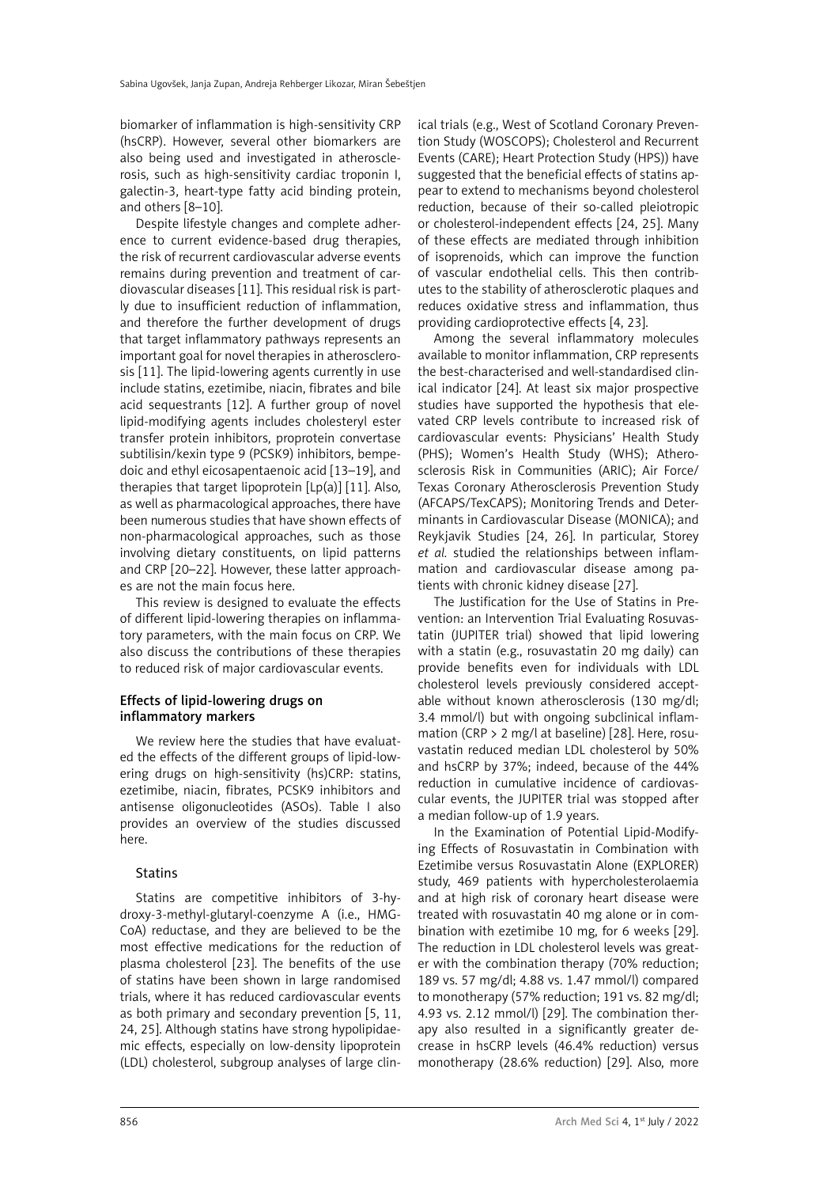biomarker of inflammation is high-sensitivity CRP (hsCRP). However, several other biomarkers are also being used and investigated in atherosclerosis, such as high-sensitivity cardiac troponin I, galectin-3, heart-type fatty acid binding protein, and others [8–10].

Despite lifestyle changes and complete adherence to current evidence-based drug therapies, the risk of recurrent cardiovascular adverse events remains during prevention and treatment of cardiovascular diseases [11]. This residual risk is partly due to insufficient reduction of inflammation, and therefore the further development of drugs that target inflammatory pathways represents an important goal for novel therapies in atherosclerosis [11]. The lipid-lowering agents currently in use include statins, ezetimibe, niacin, fibrates and bile acid sequestrants [12]. A further group of novel lipid-modifying agents includes cholesteryl ester transfer protein inhibitors, proprotein convertase subtilisin/kexin type 9 (PCSK9) inhibitors, bempedoic and ethyl eicosapentaenoic acid [13–19], and therapies that target lipoprotein [Lp(a)] [11]. Also, as well as pharmacological approaches, there have been numerous studies that have shown effects of non-pharmacological approaches, such as those involving dietary constituents, on lipid patterns and CRP [20–22]. However, these latter approaches are not the main focus here.

This review is designed to evaluate the effects of different lipid-lowering therapies on inflammatory parameters, with the main focus on CRP. We also discuss the contributions of these therapies to reduced risk of major cardiovascular events.

## Effects of lipid-lowering drugs on inflammatory markers

We review here the studies that have evaluated the effects of the different groups of lipid-lowering drugs on high-sensitivity (hs)CRP: statins, ezetimibe, niacin, fibrates, PCSK9 inhibitors and antisense oligonucleotides (ASOs). Table I also provides an overview of the studies discussed here.

### Statins

Statins are competitive inhibitors of 3-hydroxy-3-methyl-glutaryl-coenzyme A (i.e., HMG-CoA) reductase, and they are believed to be the most effective medications for the reduction of plasma cholesterol [23]. The benefits of the use of statins have been shown in large randomised trials, where it has reduced cardiovascular events as both primary and secondary prevention [5, 11, 24, 25]. Although statins have strong hypolipidaemic effects, especially on low-density lipoprotein (LDL) cholesterol, subgroup analyses of large clinical trials (e.g., West of Scotland Coronary Prevention Study (WOSCOPS); Cholesterol and Recurrent Events (CARE); Heart Protection Study (HPS)) have suggested that the beneficial effects of statins appear to extend to mechanisms beyond cholesterol reduction, because of their so-called pleiotropic or cholesterol-independent effects [24, 25]. Many of these effects are mediated through inhibition of isoprenoids, which can improve the function of vascular endothelial cells. This then contributes to the stability of atherosclerotic plaques and reduces oxidative stress and inflammation, thus providing cardioprotective effects [4, 23].

Among the several inflammatory molecules available to monitor inflammation, CRP represents the best-characterised and well-standardised clinical indicator [24]. At least six major prospective studies have supported the hypothesis that elevated CRP levels contribute to increased risk of cardiovascular events: Physicians' Health Study (PHS); Women's Health Study (WHS); Atherosclerosis Risk in Communities (ARIC); Air Force/Texas Coronary Atherosclerosis Prevention Study (AFCAPS/TexCAPS); Monitoring Trends and Determinants in Cardiovascular Disease (MONICA); and Reykjavik Studies [24, 26]. In particular, Storey *et al.* studied the relationships between inflammation and cardiovascular disease among patients with chronic kidney disease [27].

The Justification for the Use of Statins in Prevention: an Intervention Trial Evaluating Rosuvastatin (JUPITER trial) showed that lipid lowering with a statin (e.g., rosuvastatin 20 mg daily) can provide benefits even for individuals with LDL cholesterol levels previously considered acceptable without known atherosclerosis (130 mg/dl; 3.4 mmol/l) but with ongoing subclinical inflammation (CRP > 2 mg/l at baseline) [28]. Here, rosuvastatin reduced median LDL cholesterol by 50% and hsCRP by 37%; indeed, because of the 44% reduction in cumulative incidence of cardiovascular events, the JUPITER trial was stopped after a median follow-up of 1.9 years.

In the Examination of Potential Lipid-Modifying Effects of Rosuvastatin in Combination with Ezetimibe versus Rosuvastatin Alone (EXPLORER) study, 469 patients with hypercholesterolaemia and at high risk of coronary heart disease were treated with rosuvastatin 40 mg alone or in combination with ezetimibe 10 mg, for 6 weeks [29]. The reduction in LDL cholesterol levels was greater with the combination therapy (70% reduction; 189 vs. 57 mg/dl; 4.88 vs. 1.47 mmol/l) compared to monotherapy (57% reduction; 191 vs. 82 mg/dl; 4.93 vs. 2.12 mmol/l) [29]. The combination therapy also resulted in a significantly greater decrease in hsCRP levels (46.4% reduction) versus monotherapy (28.6% reduction) [29]. Also, more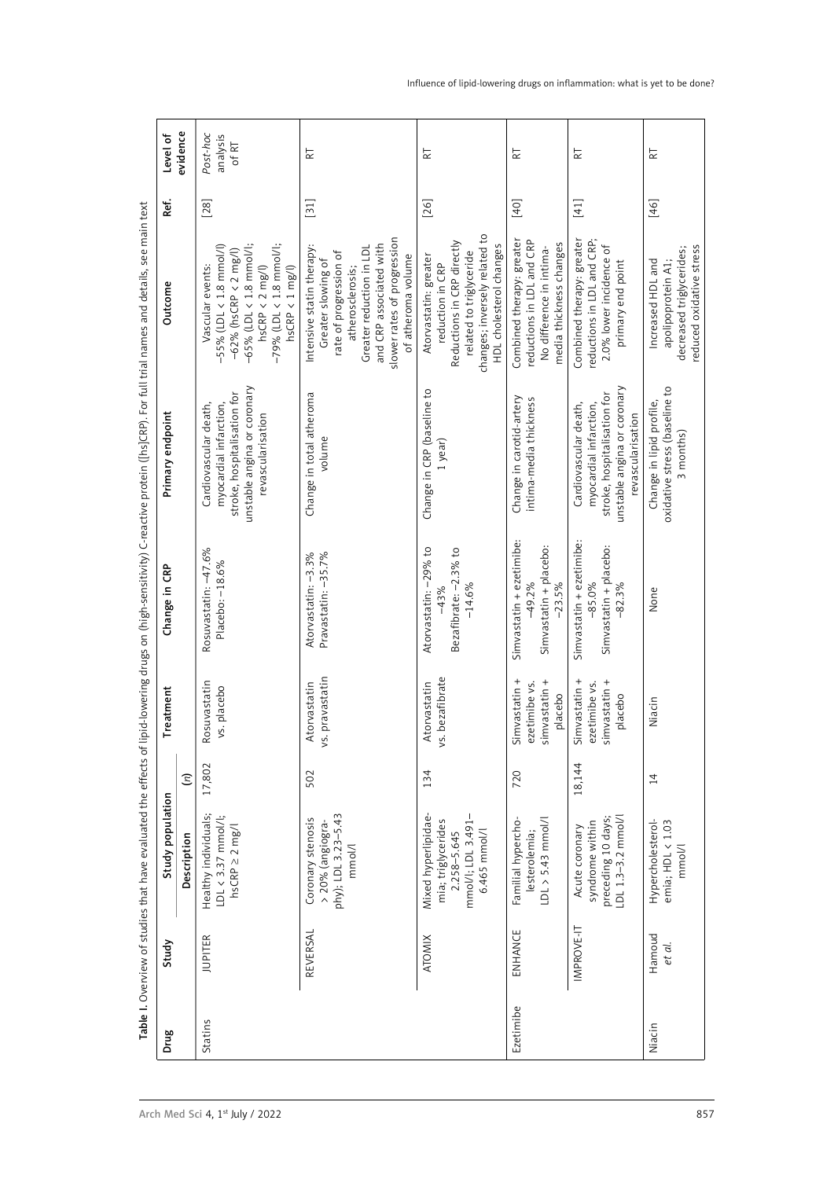**Table I.** Overview of studies that have evaluated the effects of lipid-lowering drugs on (high-sensitivity) C-reactive protein ([hs]CRP). For full trial names and details, see main text

| Drug | Study | Study population | | Treatment | Change in CRP | Primary endpoint | Outcome | Ref. | Level of evidence |
|---|---|---|---|---|---|---|---|---|---|
| | | Description | (n) | | | | | | |
| Statins | JUPITER | Healthy individuals; LDL < 3.37 mmol/l; hsCRP ≥ 2 mg/l | 17,802 | Rosuvastatin vs. placebo | Rosuvastatin: –47.6% Placebo: –18.6% | Cardiovascular death, myocardial infarction, stroke, hospitalisation for unstable angina or coronary revascularisation | Vascular events: –55% (LDL < 1.8 mmol/l) –62% (hsCRP < 2 mg/l) –65% (LDL < 1.8 mmol/l; hsCRP < 2 mg/l) –79% (LDL < 1.8 mmol/l; hsCRP < 1 mg/l) | [28] | *Post-hoc* analysis of RT |
| | REVERSAL | Coronary stenosis > 20% (angiography); LDL 3.23–5.43 mmol/l | 502 | Atorvastatin vs. pravastatin | Atorvastatin: –3.3% Pravastatin: –35.7% | Change in total atheroma volume | Intensive statin therapy: Greater slowing of rate of progression of atherosclerosis; Greater reduction in LDL and CRP associated with slower rates of progression of atheroma volume | [31] | RT |
| | ATOMIX | Mixed hyperlipidaemia; triglycerides 2.258–5.645 mmol/l; LDL 3.491–6.465 mmol/l | 134 | Atorvastatin vs. bezafibrate | Atorvastatin: –29% to –43% Bezafibrate: –2.3% to –14.6% | Change in CRP (baseline to 1 year) | Atorvastatin: greater reduction in CRP Reductions in CRP directly related to triglyceride changes; inversely related to HDL cholesterol changes | [26] | RT |
| Ezetimibe | ENHANCE | Familial hypercholesterolemia; LDL > 5.43 mmol/l | 720 | Simvastatin + ezetimibe vs. simvastatin + placebo | Simvastatin + ezetimibe: –49.2% Simvastatin + placebo: –23.5% | Change in carotid-artery intima-media thickness | Combined therapy: greater reductions in LDL and CRP No difference in intima-media thickness changes | [40] | RT |
| | IMPROVE-IT | Acute coronary syndrome within preceding 10 days; LDL 1.3–3.2 mmol/l | 18,144 | Simvastatin + ezetimibe vs. simvastatin + placebo | Simvastatin + ezetimibe: –85.0% Simvastatin + placebo: –82.3% | Cardiovascular death, myocardial infarction, stroke, hospitalisation for unstable angina or coronary revascularisation | Combined therapy: greater reductions in LDL and CRP; 2.0% lower incidence of primary end point | [41] | RT |
| Niacin | Hamoud *et al.* | Hypercholesterolemia; HDL < 1.03 mmol/l | 14 | Niacin | None | Change in lipid profile, oxidative stress (baseline to 3 months) | Increased HDL and apolipoprotein A1; decreased triglycerides; reduced oxidative stress | [46] | RT |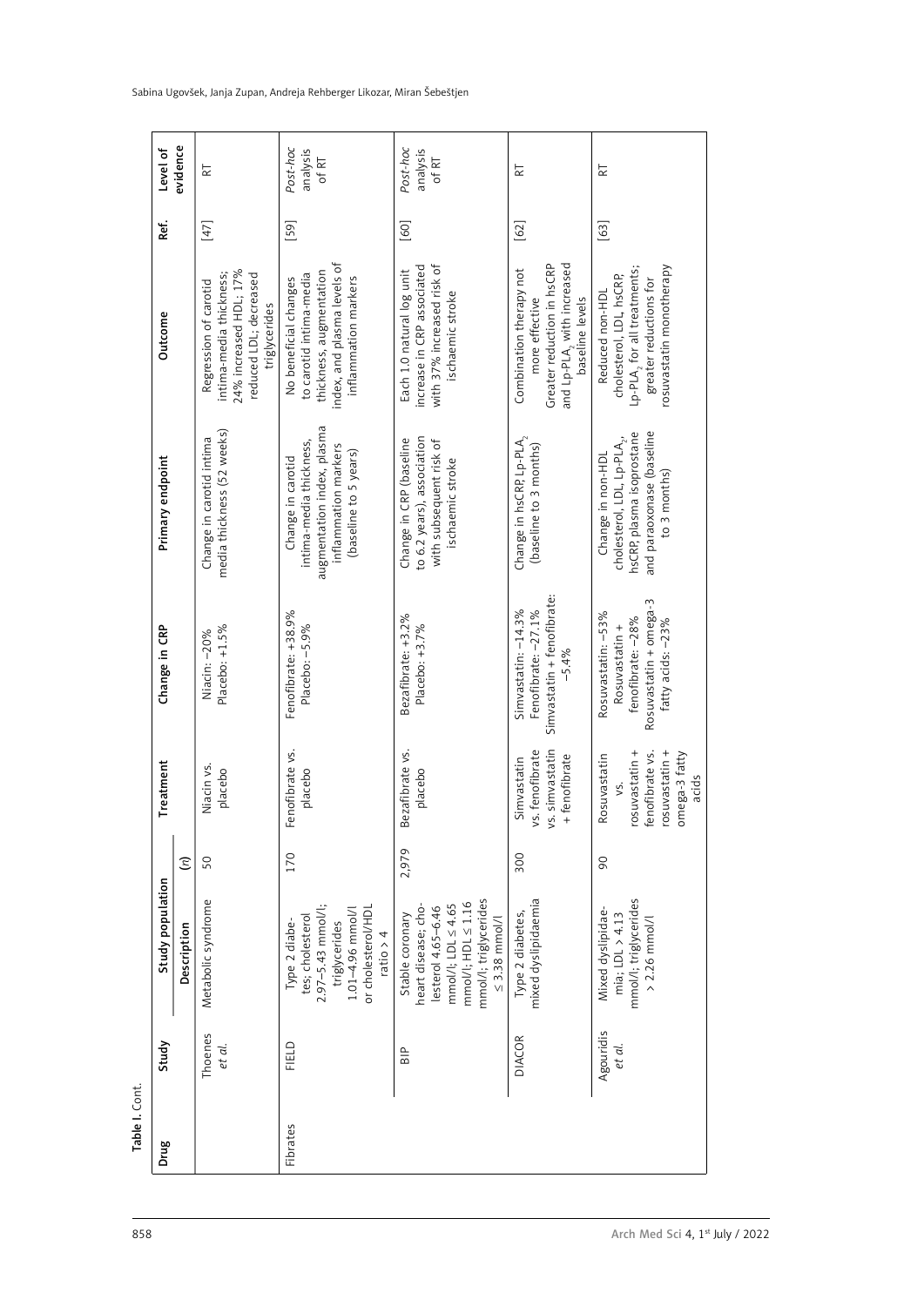**Table I.** Cont.

| Drug | Study | Study population | | Treatment | Change in CRP | Primary endpoint | Outcome | Ref. | Level of evidence |
|---|---|---|---|---|---|---|---|---|---|
| | | Description | (n) | | | | | | |
| | Thoenes *et al.* | Metabolic syndrome | 50 | Niacin vs. placebo | Niacin: –20% Placebo: +1.5% | Change in carotid intima media thickness (52 weeks) | Regression of carotid intima-media thickness; 24% increased HDL; 17% reduced LDL; decreased triglycerides | [47] | RT |
| Fibrates | FIELD | Type 2 diabetes; cholesterol 2.97–5.43 mmol/l; triglycerides 1.01–4.96 mmol/l or cholesterol/HDL ratio > 4 | 170 | Fenofibrate vs. placebo | Fenofibrate: +38.9% Placebo: –5.9% | Change in carotid intima-media thickness, augmentation index, plasma inflammation markers (baseline to 5 years) | No beneficial changes to carotid intima-media thickness, augmentation index, and plasma levels of inflammation markers | [59] | *Post-hoc* analysis of RT |
| | BIP | Stable coronary heart disease; cholesterol 4.65–6.46 mmol/l; LDL ≤ 4.65 mmol/l; HDL ≤ 1.16 mmol/l; triglycerides ≤ 3.38 mmol/l | 2,979 | Bezafibrate vs. placebo | Bezafibrate: +3.2% Placebo: +3.7% | Change in CRP (baseline to 6.2 years), association with subsequent risk of ischaemic stroke | Each 1.0 natural log unit increase in CRP associated with 37% increased risk of ischaemic stroke | [60] | *Post-hoc* analysis of RT |
| | DIACOR | Type 2 diabetes, mixed dyslipidaemia | 300 | Simvastatin vs. fenofibrate vs. simvastatin + fenofibrate | Simvastatin: –14.3% Fenofibrate: –27.1% Simvastatin + fenofibrate: –5.4% | Change in hsCRP, Lp-PLA$_2$ (baseline to 3 months) | Combination therapy not more effective Greater reduction in hsCRP and Lp-PLA$_2$ with increased baseline levels | [62] | RT |
| | Agouridis *et al.* | Mixed dyslipidaemia; LDL > 4.13 mmol/l; triglycerides > 2.26 mmol/l | 90 | Rosuvastatin vs. rosuvastatin + fenofibrate vs. rosuvastatin + omega-3 fatty acids | Rosuvastatin: –53% Rosuvastatin + fenofibrate: –28% Rosuvastatin + omega-3 fatty acids: –23% | Change in non-HDL cholesterol, LDL, Lp-PLA$_2$, hsCRP, plasma isoprostane and paraoxonase (baseline to 3 months) | Reduced non-HDL cholesterol, LDL, hsCRP, Lp-PLA$_2$ for all treatments; greater reductions for rosuvastatin monotherapy | [63] | RT |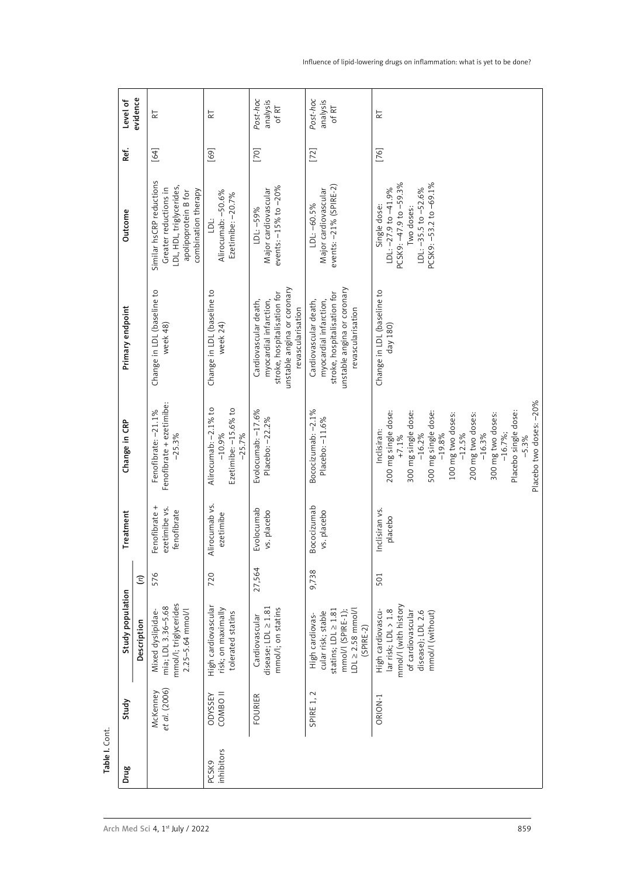**Table I.** Cont.

| Drug | Study | Study population | | Treatment | Change in CRP | Primary endpoint | Outcome | Ref. | Level of evidence |
|---|---|---|---|---|---|---|---|---|---|
| | | Description | (n) | | | | | | |
| | McKenney *et al.* (2006) | Mixed dyslipidaemia; LDL 3.36–5.68 mmol/l; triglycerides 2.25–5.64 mmol/l | 576 | Fenofibrate + ezetimibe vs. fenofibrate | Fenofibrate: –21.1% Fenofibrate + ezetimibe: –25.3% | Change in LDL (baseline to week 48) | Similar hsCRP reductions Greater reductions in LDL, HDL, triglycerides, apolipoprotein B for combination therapy | [64] | RT |
| PCSK9 inhibitors | ODYSSEY COMBO II | High cardiovascular risk; on maximally tolerated statins | 720 | Alirocumab vs. ezetimibe | Alirocumab: –2.1% to –10.9% Ezetimibe: –15.6% to –25.7% | Change in LDL (baseline to week 24) | LDL: Alirocumab: –50.6% Ezetimibe: –20.7% | [69] | RT |
| | FOURIER | Cardiovascular disease; LDL ≥ 1.81 mmol/l; on statins | 27,564 | Evolocumab vs. placebo | Evolocumab: –17.6% Placebo: –22.2% | Cardiovascular death, myocardial infarction, stroke, hospitalisation for unstable angina or coronary revascularisation | LDL: –59% Major cardiovascular events: –15% to –20% | [70] | *Post-hoc* analysis of RT |
| | SPIRE 1, 2 | High cardiovascular risk; stable statins; LDL ≥ 1.81 mmol/l (SPIRE-1); LDL ≥ 2.58 mmol/l (SPIRE-2) | 9,738 | Bococizumab vs. placebo | Bococizumab: –2.1% Placebo: –11.6% | Cardiovascular death, myocardial infarction, stroke, hospitalisation for unstable angina or coronary revascularisation | LDL: –60.5% Major cardiovascular events: –21% (SPIRE-2) | [72] | *Post-hoc* analysis of RT |
| | ORION-1 | High cardiovascular risk; LDL > 1.8 mmol/l (with history of cardiovascular disease); LDL 2.6 mmol/l (without) | 501 | Inclisiran vs. placebo | Inclisiran: 200 mg single dose: +7.1% 300 mg single dose: –16.2% 500 mg single dose: –19.8% 100 mg two doses: –12.5% 200 mg two doses: –16.3% 300 mg two doses: –16.7%; Placebo single dose: –5.3% Placebo two doses: –20% | Change in LDL (baseline to day 180) | Single dose: LDL: –27.9 to –41.9% PCSK9: –47.9 to –59.3% Two doses: LDL: –35.5 to –52.6% PCSK9: –53.2 to –69.1% | [76] | RT |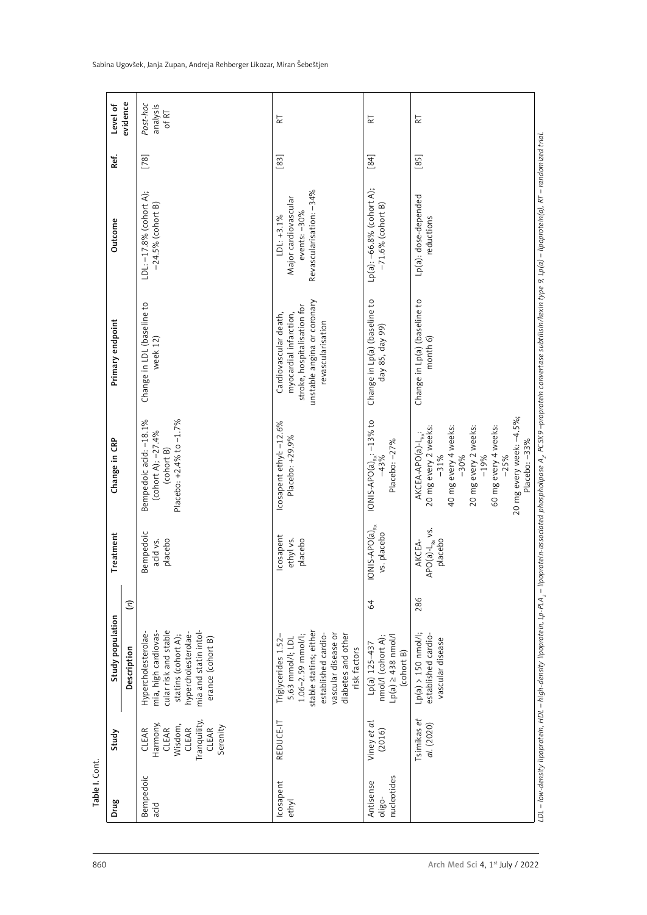**Table I.** Cont.

| Drug | Study | Study population | | Treatment | Change in CRP | Primary endpoint | Outcome | Ref. | Level of evidence |
|---|---|---|---|---|---|---|---|---|---|
| | | Description | (n) | | | | | | |
| Bempedoic acid | CLEAR Harmony, CLEAR Wisdom, CLEAR Tranquility, CLEAR Serenity | Hypercholesterolaemia, high cardiovascular risk and stable statins (cohort A); hypercholesterolaemia and statin intolerance (cohort B) | | Bempedoic acid vs. placebo | Bempedoic acid: –18.1% (cohort A); –27.4% (cohort B) Placebo: +2.4% to –1.7% | Change in LDL (baseline to week 12) | LDL: –17.8% (cohort A); –24.5% (cohort B) | [78] | *Post-hoc* analysis of RT |
| Icosapent ethyl | REDUCE-IT | Triglycerides 1.52–5.63 mmol/l; LDL 1.06–2.59 mmol/l; stable statins; either established cardiovascular disease or diabetes and other risk factors | | Icosapent ethyl vs. placebo | Icosapent ethyl: –12.6% Placebo: +29.9% | Cardiovascular death, myocardial infarction, stroke, hospitalisation for unstable angina or coronary revascularisation | LDL: +3.1% Major cardiovascular events: –30% Revascularisation: –34% | [83] | RT |
| Antisense oligonucleotides | Viney *et al.* (2016) | Lp(a) 125–437 nmol/l (cohort A); Lp(a) ≥ 438 nmol/l (cohort B) | 64 | IONIS-APO(a)$_{Rx}$ vs. placebo | IONIS-APO(a)$_{Rx}$: –13% to –43% Placebo: –27% | Change in Lp(a) (baseline to day 85, day 99) | Lp(a): –66.8% (cohort A); –71.6% (cohort B) | [84] | RT |
| | Tsimikas *et al.* (2020) | Lp(a) > 150 nmol/l; established cardiovascular disease | 286 | AKCEA-APO(a)-L$_{Rx}$ vs. placebo | AKCEA-APO(a)-L$_{Rx}$: 20 mg every 2 weeks: –31% 40 mg every 4 weeks: –30% 20 mg every 2 weeks: –19% 60 mg every 4 weeks: –25% 20 mg every week: –4.5%; Placebo: –33% | Change in Lp(a) (baseline to month 6) | Lp(a): dose-depended reductions | [85] | RT |

LDL – low-density lipoprotein, HDL – high-density lipoprotein, Lp-PLA$_2$ – lipoprotein-associated phospholipase A$_2$, PCSK9 –proprotein convertase subtilisin/kexin type 9, Lp(a) – lipoprotein(a), RT – randomized trial.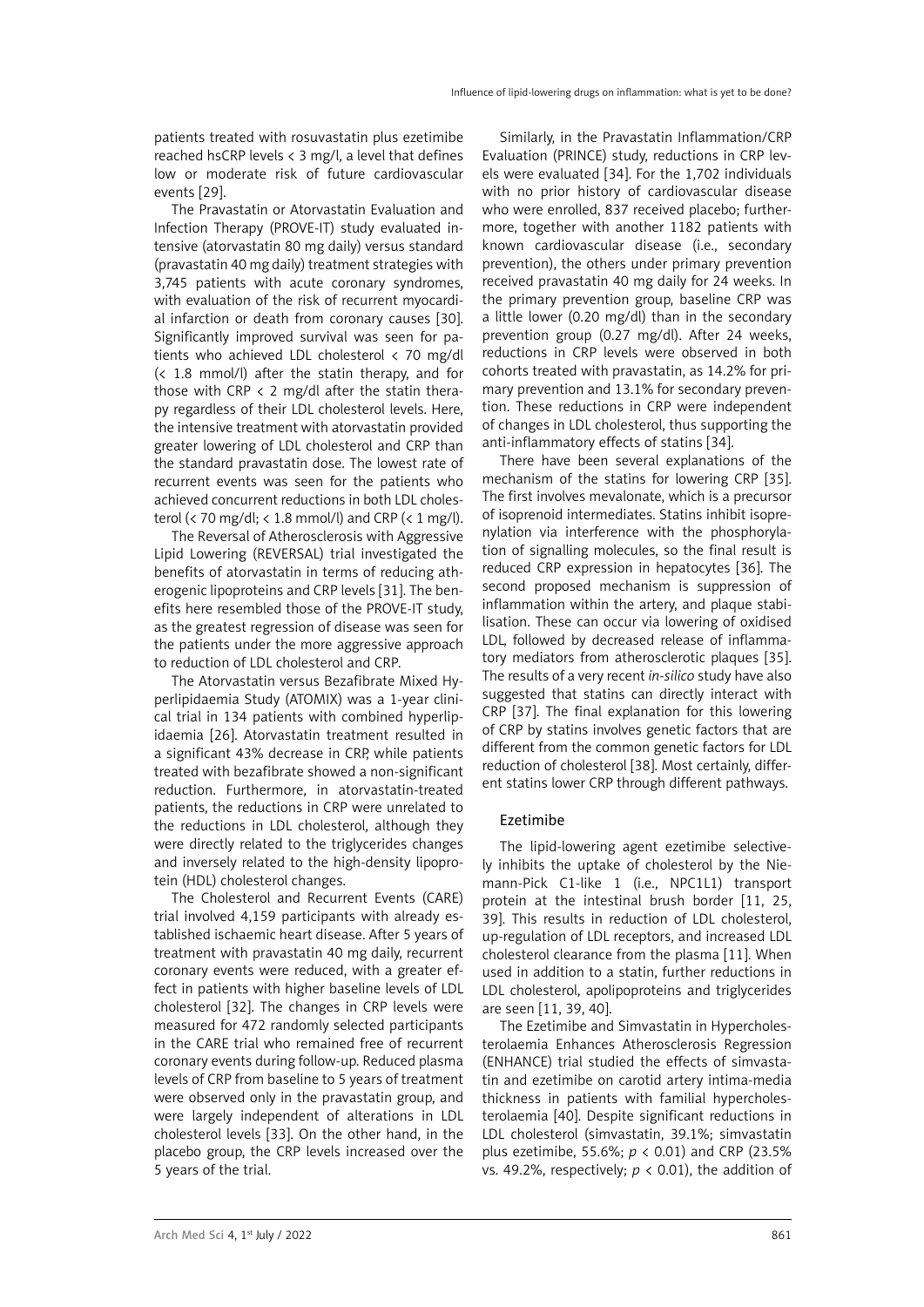patients treated with rosuvastatin plus ezetimibe reached hsCRP levels < 3 mg/l, a level that defines low or moderate risk of future cardiovascular events [29].

The Pravastatin or Atorvastatin Evaluation and Infection Therapy (PROVE-IT) study evaluated intensive (atorvastatin 80 mg daily) versus standard (pravastatin 40 mg daily) treatment strategies with 3,745 patients with acute coronary syndromes, with evaluation of the risk of recurrent myocardial infarction or death from coronary causes [30]. Significantly improved survival was seen for patients who achieved LDL cholesterol < 70 mg/dl (< 1.8 mmol/l) after the statin therapy, and for those with CRP < 2 mg/dl after the statin therapy regardless of their LDL cholesterol levels. Here, the intensive treatment with atorvastatin provided greater lowering of LDL cholesterol and CRP than the standard pravastatin dose. The lowest rate of recurrent events was seen for the patients who achieved concurrent reductions in both LDL cholesterol (< 70 mg/dl; < 1.8 mmol/l) and CRP (< 1 mg/l).

The Reversal of Atherosclerosis with Aggressive Lipid Lowering (REVERSAL) trial investigated the benefits of atorvastatin in terms of reducing atherogenic lipoproteins and CRP levels [31]. The benefits here resembled those of the PROVE-IT study, as the greatest regression of disease was seen for the patients under the more aggressive approach to reduction of LDL cholesterol and CRP.

The Atorvastatin versus Bezafibrate Mixed Hyperlipidaemia Study (ATOMIX) was a 1-year clinical trial in 134 patients with combined hyperlipidaemia [26]. Atorvastatin treatment resulted in a significant 43% decrease in CRP, while patients treated with bezafibrate showed a non-significant reduction. Furthermore, in atorvastatin-treated patients, the reductions in CRP were unrelated to the reductions in LDL cholesterol, although they were directly related to the triglycerides changes and inversely related to the high-density lipoprotein (HDL) cholesterol changes.

The Cholesterol and Recurrent Events (CARE) trial involved 4,159 participants with already established ischaemic heart disease. After 5 years of treatment with pravastatin 40 mg daily, recurrent coronary events were reduced, with a greater effect in patients with higher baseline levels of LDL cholesterol [32]. The changes in CRP levels were measured for 472 randomly selected participants in the CARE trial who remained free of recurrent coronary events during follow-up. Reduced plasma levels of CRP from baseline to 5 years of treatment were observed only in the pravastatin group, and were largely independent of alterations in LDL cholesterol levels [33]. On the other hand, in the placebo group, the CRP levels increased over the 5 years of the trial.

Similarly, in the Pravastatin Inflammation/CRP Evaluation (PRINCE) study, reductions in CRP levels were evaluated [34]. For the 1,702 individuals with no prior history of cardiovascular disease who were enrolled, 837 received placebo; furthermore, together with another 1182 patients with known cardiovascular disease (i.e., secondary prevention), the others under primary prevention received pravastatin 40 mg daily for 24 weeks. In the primary prevention group, baseline CRP was a little lower (0.20 mg/dl) than in the secondary prevention group (0.27 mg/dl). After 24 weeks, reductions in CRP levels were observed in both cohorts treated with pravastatin, as 14.2% for primary prevention and 13.1% for secondary prevention. These reductions in CRP were independent of changes in LDL cholesterol, thus supporting the anti-inflammatory effects of statins [34].

There have been several explanations of the mechanism of the statins for lowering CRP [35]. The first involves mevalonate, which is a precursor of isoprenoid intermediates. Statins inhibit isoprenylation via interference with the phosphorylation of signalling molecules, so the final result is reduced CRP expression in hepatocytes [36]. The second proposed mechanism is suppression of inflammation within the artery, and plaque stabilisation. These can occur via lowering of oxidised LDL, followed by decreased release of inflammatory mediators from atherosclerotic plaques [35]. The results of a very recent *in-silico* study have also suggested that statins can directly interact with CRP [37]. The final explanation for this lowering of CRP by statins involves genetic factors that are different from the common genetic factors for LDL reduction of cholesterol [38]. Most certainly, different statins lower CRP through different pathways.

### Ezetimibe

The lipid-lowering agent ezetimibe selectively inhibits the uptake of cholesterol by the Niemann-Pick C1-like 1 (i.e., NPC1L1) transport protein at the intestinal brush border [11, 25, 39]. This results in reduction of LDL cholesterol, up-regulation of LDL receptors, and increased LDL cholesterol clearance from the plasma [11]. When used in addition to a statin, further reductions in LDL cholesterol, apolipoproteins and triglycerides are seen [11, 39, 40].

The Ezetimibe and Simvastatin in Hypercholesterolaemia Enhances Atherosclerosis Regression (ENHANCE) trial studied the effects of simvastatin and ezetimibe on carotid artery intima-media thickness in patients with familial hypercholesterolaemia [40]. Despite significant reductions in LDL cholesterol (simvastatin, 39.1%; simvastatin plus ezetimibe, 55.6%; $p < 0.01$) and CRP (23.5% vs. 49.2%, respectively; $p < 0.01$), the addition of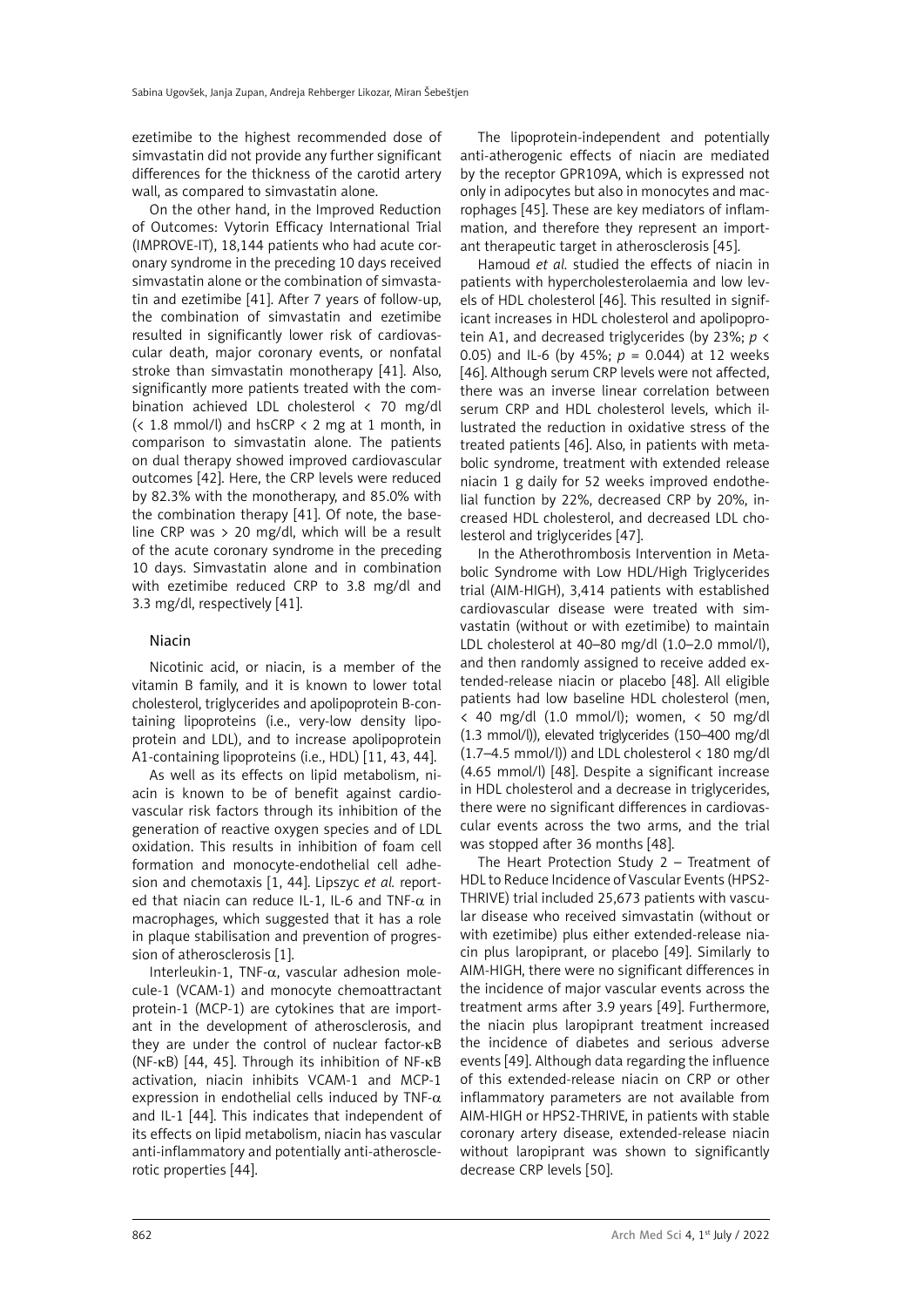ezetimibe to the highest recommended dose of simvastatin did not provide any further significant differences for the thickness of the carotid artery wall, as compared to simvastatin alone.

On the other hand, in the Improved Reduction of Outcomes: Vytorin Efficacy International Trial (IMPROVE-IT), 18,144 patients who had acute coronary syndrome in the preceding 10 days received simvastatin alone or the combination of simvastatin and ezetimibe [41]. After 7 years of follow-up, the combination of simvastatin and ezetimibe resulted in significantly lower risk of cardiovascular death, major coronary events, or nonfatal stroke than simvastatin monotherapy [41]. Also, significantly more patients treated with the combination achieved LDL cholesterol < 70 mg/dl (< 1.8 mmol/l) and hsCRP < 2 mg at 1 month, in comparison to simvastatin alone. The patients on dual therapy showed improved cardiovascular outcomes [42]. Here, the CRP levels were reduced by 82.3% with the monotherapy, and 85.0% with the combination therapy [41]. Of note, the baseline CRP was > 20 mg/dl, which will be a result of the acute coronary syndrome in the preceding 10 days. Simvastatin alone and in combination with ezetimibe reduced CRP to 3.8 mg/dl and 3.3 mg/dl, respectively [41].

### Niacin

Nicotinic acid, or niacin, is a member of the vitamin B family, and it is known to lower total cholesterol, triglycerides and apolipoprotein B-containing lipoproteins (i.e., very-low density lipoprotein and LDL), and to increase apolipoprotein A1-containing lipoproteins (i.e., HDL) [11, 43, 44].

As well as its effects on lipid metabolism, niacin is known to be of benefit against cardiovascular risk factors through its inhibition of the generation of reactive oxygen species and of LDL oxidation. This results in inhibition of foam cell formation and monocyte-endothelial cell adhesion and chemotaxis [1, 44]. Lipszyc *et al.* reported that niacin can reduce IL-1, IL-6 and TNF-α in macrophages, which suggested that it has a role in plaque stabilisation and prevention of progression of atherosclerosis [1].

Interleukin-1, TNF-α, vascular adhesion molecule-1 (VCAM-1) and monocyte chemoattractant protein-1 (MCP-1) are cytokines that are important in the development of atherosclerosis, and they are under the control of nuclear factor-κB (NF-κB) [44, 45]. Through its inhibition of NF-κB activation, niacin inhibits VCAM-1 and MCP-1 expression in endothelial cells induced by TNF-α and IL-1 [44]. This indicates that independent of its effects on lipid metabolism, niacin has vascular anti-inflammatory and potentially anti-atherosclerotic properties [44].

The lipoprotein-independent and potentially anti-atherogenic effects of niacin are mediated by the receptor GPR109A, which is expressed not only in adipocytes but also in monocytes and macrophages [45]. These are key mediators of inflammation, and therefore they represent an important therapeutic target in atherosclerosis [45].

Hamoud *et al.* studied the effects of niacin in patients with hypercholesterolaemia and low levels of HDL cholesterol [46]. This resulted in significant increases in HDL cholesterol and apolipoprotein A1, and decreased triglycerides (by 23%; $p < 0.05$) and IL-6 (by 45%; $p = 0.044$) at 12 weeks [46]. Although serum CRP levels were not affected, there was an inverse linear correlation between serum CRP and HDL cholesterol levels, which illustrated the reduction in oxidative stress of the treated patients [46]. Also, in patients with metabolic syndrome, treatment with extended release niacin 1 g daily for 52 weeks improved endothelial function by 22%, decreased CRP by 20%, increased HDL cholesterol, and decreased LDL cholesterol and triglycerides [47].

In the Atherothrombosis Intervention in Metabolic Syndrome with Low HDL/High Triglycerides trial (AIM-HIGH), 3,414 patients with established cardiovascular disease were treated with simvastatin (without or with ezetimibe) to maintain LDL cholesterol at 40–80 mg/dl (1.0–2.0 mmol/l), and then randomly assigned to receive added extended-release niacin or placebo [48]. All eligible patients had low baseline HDL cholesterol (men, < 40 mg/dl (1.0 mmol/l); women, < 50 mg/dl (1.3 mmol/l)), elevated triglycerides (150–400 mg/dl (1.7–4.5 mmol/l)) and LDL cholesterol < 180 mg/dl (4.65 mmol/l) [48]. Despite a significant increase in HDL cholesterol and a decrease in triglycerides, there were no significant differences in cardiovascular events across the two arms, and the trial was stopped after 36 months [48].

The Heart Protection Study 2 – Treatment of HDL to Reduce Incidence of Vascular Events (HPS2-THRIVE) trial included 25,673 patients with vascular disease who received simvastatin (without or with ezetimibe) plus either extended-release niacin plus laropiprant, or placebo [49]. Similarly to AIM-HIGH, there were no significant differences in the incidence of major vascular events across the treatment arms after 3.9 years [49]. Furthermore, the niacin plus laropiprant treatment increased the incidence of diabetes and serious adverse events [49]. Although data regarding the influence of this extended-release niacin on CRP or other inflammatory parameters are not available from AIM-HIGH or HPS2-THRIVE, in patients with stable coronary artery disease, extended-release niacin without laropiprant was shown to significantly decrease CRP levels [50].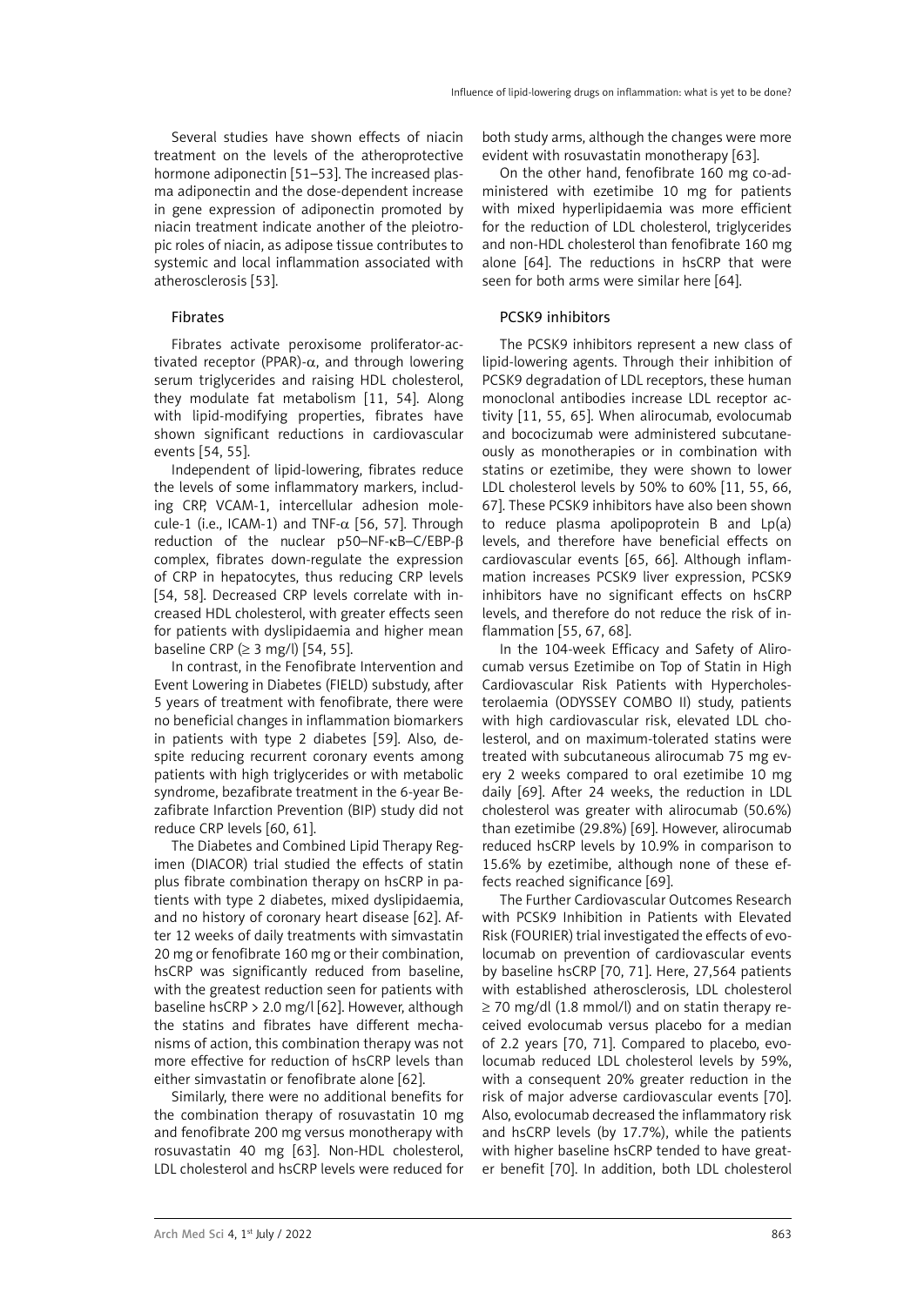Several studies have shown effects of niacin treatment on the levels of the atheroprotective hormone adiponectin [51–53]. The increased plasma adiponectin and the dose-dependent increase in gene expression of adiponectin promoted by niacin treatment indicate another of the pleiotropic roles of niacin, as adipose tissue contributes to systemic and local inflammation associated with atherosclerosis [53].

### Fibrates

Fibrates activate peroxisome proliferator-activated receptor (PPAR)-$\alpha$, and through lowering serum triglycerides and raising HDL cholesterol, they modulate fat metabolism [11, 54]. Along with lipid-modifying properties, fibrates have shown significant reductions in cardiovascular events [54, 55].

Independent of lipid-lowering, fibrates reduce the levels of some inflammatory markers, including CRP, VCAM-1, intercellular adhesion molecule-1 (i.e., ICAM-1) and TNF-$\alpha$ [56, 57]. Through reduction of the nuclear p50–NF-$\kappa$B–C/EBP-$\beta$ complex, fibrates down-regulate the expression of CRP in hepatocytes, thus reducing CRP levels [54, 58]. Decreased CRP levels correlate with increased HDL cholesterol, with greater effects seen for patients with dyslipidaemia and higher mean baseline CRP ($\geq$ 3 mg/l) [54, 55].

In contrast, in the Fenofibrate Intervention and Event Lowering in Diabetes (FIELD) substudy, after 5 years of treatment with fenofibrate, there were no beneficial changes in inflammation biomarkers in patients with type 2 diabetes [59]. Also, despite reducing recurrent coronary events among patients with high triglycerides or with metabolic syndrome, bezafibrate treatment in the 6-year Bezafibrate Infarction Prevention (BIP) study did not reduce CRP levels [60, 61].

The Diabetes and Combined Lipid Therapy Regimen (DIACOR) trial studied the effects of statin plus fibrate combination therapy on hsCRP in patients with type 2 diabetes, mixed dyslipidaemia, and no history of coronary heart disease [62]. After 12 weeks of daily treatments with simvastatin 20 mg or fenofibrate 160 mg or their combination, hsCRP was significantly reduced from baseline, with the greatest reduction seen for patients with baseline hsCRP > 2.0 mg/l [62]. However, although the statins and fibrates have different mechanisms of action, this combination therapy was not more effective for reduction of hsCRP levels than either simvastatin or fenofibrate alone [62].

Similarly, there were no additional benefits for the combination therapy of rosuvastatin 10 mg and fenofibrate 200 mg versus monotherapy with rosuvastatin 40 mg [63]. Non-HDL cholesterol, LDL cholesterol and hsCRP levels were reduced for both study arms, although the changes were more evident with rosuvastatin monotherapy [63].

On the other hand, fenofibrate 160 mg co-administered with ezetimibe 10 mg for patients with mixed hyperlipidaemia was more efficient for the reduction of LDL cholesterol, triglycerides and non-HDL cholesterol than fenofibrate 160 mg alone [64]. The reductions in hsCRP that were seen for both arms were similar here [64].

### PCSK9 inhibitors

The PCSK9 inhibitors represent a new class of lipid-lowering agents. Through their inhibition of PCSK9 degradation of LDL receptors, these human monoclonal antibodies increase LDL receptor activity [11, 55, 65]. When alirocumab, evolocumab and bococizumab were administered subcutaneously as monotherapies or in combination with statins or ezetimibe, they were shown to lower LDL cholesterol levels by 50% to 60% [11, 55, 66, 67]. These PCSK9 inhibitors have also been shown to reduce plasma apolipoprotein B and Lp(a) levels, and therefore have beneficial effects on cardiovascular events [65, 66]. Although inflammation increases PCSK9 liver expression, PCSK9 inhibitors have no significant effects on hsCRP levels, and therefore do not reduce the risk of inflammation [55, 67, 68].

In the 104-week Efficacy and Safety of Alirocumab versus Ezetimibe on Top of Statin in High Cardiovascular Risk Patients with Hypercholesterolaemia (ODYSSEY COMBO II) study, patients with high cardiovascular risk, elevated LDL cholesterol, and on maximum-tolerated statins were treated with subcutaneous alirocumab 75 mg every 2 weeks compared to oral ezetimibe 10 mg daily [69]. After 24 weeks, the reduction in LDL cholesterol was greater with alirocumab (50.6%) than ezetimibe (29.8%) [69]. However, alirocumab reduced hsCRP levels by 10.9% in comparison to 15.6% by ezetimibe, although none of these effects reached significance [69].

The Further Cardiovascular Outcomes Research with PCSK9 Inhibition in Patients with Elevated Risk (FOURIER) trial investigated the effects of evolocumab on prevention of cardiovascular events by baseline hsCRP [70, 71]. Here, 27,564 patients with established atherosclerosis, LDL cholesterol $\geq$ 70 mg/dl (1.8 mmol/l) and on statin therapy received evolocumab versus placebo for a median of 2.2 years [70, 71]. Compared to placebo, evolocumab reduced LDL cholesterol levels by 59%, with a consequent 20% greater reduction in the risk of major adverse cardiovascular events [70]. Also, evolocumab decreased the inflammatory risk and hsCRP levels (by 17.7%), while the patients with higher baseline hsCRP tended to have greater benefit [70]. In addition, both LDL cholesterol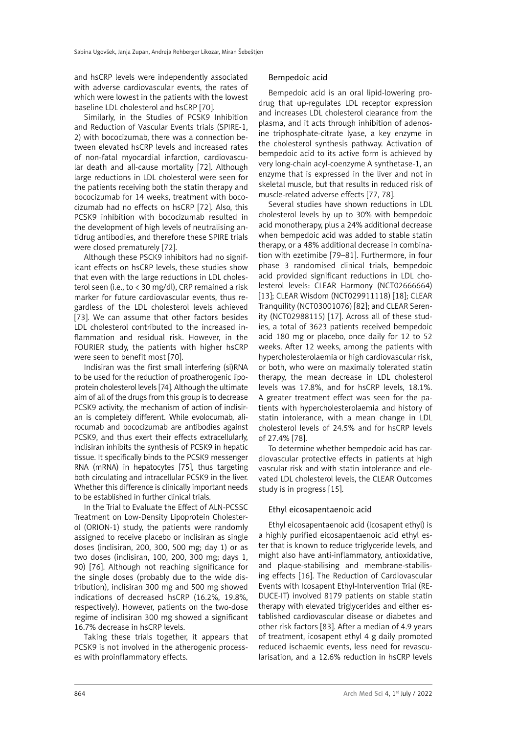and hsCRP levels were independently associated with adverse cardiovascular events, the rates of which were lowest in the patients with the lowest baseline LDL cholesterol and hsCRP [70].

Similarly, in the Studies of PCSK9 Inhibition and Reduction of Vascular Events trials (SPIRE-1, 2) with bococizumab, there was a connection between elevated hsCRP levels and increased rates of non-fatal myocardial infarction, cardiovascular death and all-cause mortality [72]. Although large reductions in LDL cholesterol were seen for the patients receiving both the statin therapy and bococizumab for 14 weeks, treatment with bococizumab had no effects on hsCRP [72]. Also, this PCSK9 inhibition with bococizumab resulted in the development of high levels of neutralising antidrug antibodies, and therefore these SPIRE trials were closed prematurely [72].

Although these PSCK9 inhibitors had no significant effects on hsCRP levels, these studies show that even with the large reductions in LDL cholesterol seen (i.e., to < 30 mg/dl), CRP remained a risk marker for future cardiovascular events, thus regardless of the LDL cholesterol levels achieved [73]. We can assume that other factors besides LDL cholesterol contributed to the increased inflammation and residual risk. However, in the FOURIER study, the patients with higher hsCRP were seen to benefit most [70].

Inclisiran was the first small interfering (si)RNA to be used for the reduction of proatherogenic lipoprotein cholesterol levels [74]. Although the ultimate aim of all of the drugs from this group is to decrease PCSK9 activity, the mechanism of action of inclisiran is completely different. While evolocumab, alirocumab and bococizumab are antibodies against PCSK9, and thus exert their effects extracellularly, inclisiran inhibits the synthesis of PCSK9 in hepatic tissue. It specifically binds to the PCSK9 messenger RNA (mRNA) in hepatocytes [75], thus targeting both circulating and intracellular PCSK9 in the liver. Whether this difference is clinically important needs to be established in further clinical trials.

In the Trial to Evaluate the Effect of ALN-PCSSC Treatment on Low-Density Lipoprotein Cholesterol (ORION-1) study, the patients were randomly assigned to receive placebo or inclisiran as single doses (inclisiran, 200, 300, 500 mg; day 1) or as two doses (inclisiran, 100, 200, 300 mg; days 1, 90) [76]. Although not reaching significance for the single doses (probably due to the wide distribution), inclisiran 300 mg and 500 mg showed indications of decreased hsCRP (16.2%, 19.8%, respectively). However, patients on the two-dose regime of inclisiran 300 mg showed a significant 16.7% decrease in hsCRP levels.

Taking these trials together, it appears that PCSK9 is not involved in the atherogenic processes with proinflammatory effects.

### Bempedoic acid

Bempedoic acid is an oral lipid-lowering prodrug that up-regulates LDL receptor expression and increases LDL cholesterol clearance from the plasma, and it acts through inhibition of adenosine triphosphate-citrate lyase, a key enzyme in the cholesterol synthesis pathway. Activation of bempedoic acid to its active form is achieved by very long-chain acyl-coenzyme A synthetase-1, an enzyme that is expressed in the liver and not in skeletal muscle, but that results in reduced risk of muscle-related adverse effects [77, 78].

Several studies have shown reductions in LDL cholesterol levels by up to 30% with bempedoic acid monotherapy, plus a 24% additional decrease when bempedoic acid was added to stable statin therapy, or a 48% additional decrease in combination with ezetimibe [79–81]. Furthermore, in four phase 3 randomised clinical trials, bempedoic acid provided significant reductions in LDL cholesterol levels: CLEAR Harmony (NCT02666664) [13]; CLEAR Wisdom (NCT029911118) [18]; CLEAR Tranquility (NCT03001076) [82]; and CLEAR Serenity (NCT02988115) [17]. Across all of these studies, a total of 3623 patients received bempedoic acid 180 mg or placebo, once daily for 12 to 52 weeks. After 12 weeks, among the patients with hypercholesterolaemia or high cardiovascular risk, or both, who were on maximally tolerated statin therapy, the mean decrease in LDL cholesterol levels was 17.8%, and for hsCRP levels, 18.1%. A greater treatment effect was seen for the patients with hypercholesterolaemia and history of statin intolerance, with a mean change in LDL cholesterol levels of 24.5% and for hsCRP levels of 27.4% [78].

To determine whether bempedoic acid has cardiovascular protective effects in patients at high vascular risk and with statin intolerance and elevated LDL cholesterol levels, the CLEAR Outcomes study is in progress [15].

### Ethyl eicosapentaenoic acid

Ethyl eicosapentaenoic acid (icosapent ethyl) is a highly purified eicosapentaenoic acid ethyl ester that is known to reduce triglyceride levels, and might also have anti-inflammatory, antioxidative, and plaque-stabilising and membrane-stabilising effects [16]. The Reduction of Cardiovascular Events with Icosapent Ethyl-Intervention Trial (REDUCE-IT) involved 8179 patients on stable statin therapy with elevated triglycerides and either established cardiovascular disease or diabetes and other risk factors [83]. After a median of 4.9 years of treatment, icosapent ethyl 4 g daily promoted reduced ischaemic events, less need for revascularisation, and a 12.6% reduction in hsCRP levels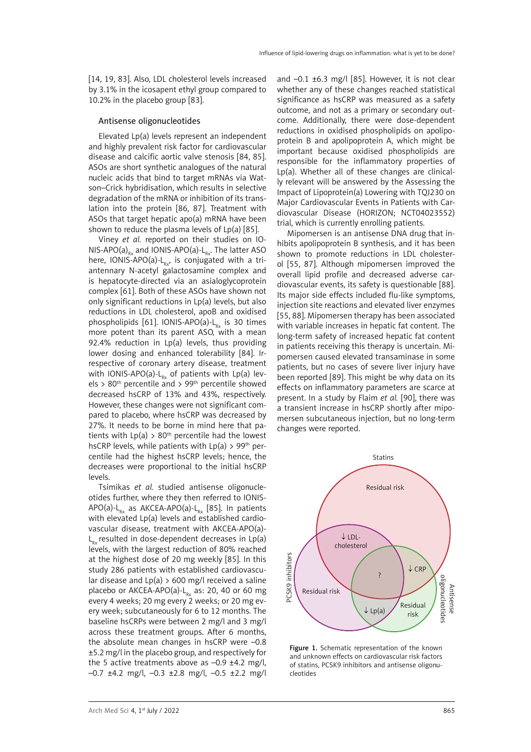[14, 19, 83]. Also, LDL cholesterol levels increased by 3.1% in the icosapent ethyl group compared to 10.2% in the placebo group [83].

### Antisense oligonucleotides

Elevated Lp(a) levels represent an independent and highly prevalent risk factor for cardiovascular disease and calcific aortic valve stenosis [84, 85]. ASOs are short synthetic analogues of the natural nucleic acids that bind to target mRNAs via Watson–Crick hybridisation, which results in selective degradation of the mRNA or inhibition of its translation into the protein [86, 87]. Treatment with ASOs that target hepatic apo(a) mRNA have been shown to reduce the plasma levels of Lp(a) [85].

Viney *et al.* reported on their studies on IONIS-APO(a)$_{Rx}$ and IONIS-APO(a)-L$_{Rx}$. The latter ASO here, IONIS-APO(a)-L$_{Rx}$, is conjugated with a triantennary N-acetyl galactosamine complex and is hepatocyte-directed via an asialoglycoprotein complex [61]. Both of these ASOs have shown not only significant reductions in Lp(a) levels, but also reductions in LDL cholesterol, apoB and oxidised phospholipids [61]. IONIS-APO(a)-L$_{Rx}$ is 30 times more potent than its parent ASO, with a mean 92.4% reduction in Lp(a) levels, thus providing lower dosing and enhanced tolerability [84]. Irrespective of coronary artery disease, treatment with IONIS-APO(a)-L$_{Rx}$ of patients with Lp(a) levels > 80[th] percentile and > 99[th] percentile showed decreased hsCRP of 13% and 43%, respectively. However, these changes were not significant compared to placebo, where hsCRP was decreased by 27%. It needs to be borne in mind here that patients with Lp(a) > 80[th] percentile had the lowest hsCRP levels, while patients with Lp(a) > 99[th] percentile had the highest hsCRP levels; hence, the decreases were proportional to the initial hsCRP levels.

Tsimikas *et al.* studied antisense oligonucleotides further, where they then referred to IONIS-APO(a)-L$_{Rx}$ as AKCEA-APO(a)-L$_{Rx}$ [85]. In patients with elevated Lp(a) levels and established cardiovascular disease, treatment with AKCEA-APO(a)-L$_{Rx}$ resulted in dose-dependent decreases in Lp(a) levels, with the largest reduction of 80% reached at the highest dose of 20 mg weekly [85]. In this study 286 patients with established cardiovascular disease and Lp(a) > 600 mg/l received a saline placebo or AKCEA-APO(a)-L$_{Rx}$ as: 20, 40 or 60 mg every 4 weeks; 20 mg every 2 weeks; or 20 mg every week; subcutaneously for 6 to 12 months. The baseline hsCRPs were between 2 mg/l and 3 mg/l across these treatment groups. After 6 months, the absolute mean changes in hsCRP were –0.8 ±5.2 mg/l in the placebo group, and respectively for the 5 active treatments above as –0.9 ±4.2 mg/l, –0.7 ±4.2 mg/l, –0.3 ±2.8 mg/l, –0.5 ±2.2 mg/l and –0.1 ±6.3 mg/l [85]. However, it is not clear whether any of these changes reached statistical significance as hsCRP was measured as a safety outcome, and not as a primary or secondary outcome. Additionally, there were dose-dependent reductions in oxidised phospholipids on apolipoprotein B and apolipoprotein A, which might be important because oxidised phospholipids are responsible for the inflammatory properties of Lp(a). Whether all of these changes are clinically relevant will be answered by the Assessing the Impact of Lipoprotein(a) Lowering with TQJ230 on Major Cardiovascular Events in Patients with Cardiovascular Disease (HORIZON; NCT04023552) trial, which is currently enrolling patients.

Mipomersen is an antisense DNA drug that inhibits apolipoprotein B synthesis, and it has been shown to promote reductions in LDL cholesterol [55, 87]. Although mipomersen improved the overall lipid profile and decreased adverse cardiovascular events, its safety is questionable [88]. Its major side effects included flu-like symptoms, injection site reactions and elevated liver enzymes [55, 88]. Mipomersen therapy has been associated with variable increases in hepatic fat content. The long-term safety of increased hepatic fat content in patients receiving this therapy is uncertain. Mipomersen caused elevated transaminase in some patients, but no cases of severe liver injury have been reported [89]. This might be why data on its effects on inflammatory parameters are scarce at present. In a study by Flaim *et al.* [90], there was a transient increase in hsCRP shortly after mipomersen subcutaneous injection, but no long-term changes were reported.

**Figure 1.** Schematic representation of the known and unknown effects on cardiovascular risk factors of statins, PCSK9 inhibitors and antisense oligonucleotides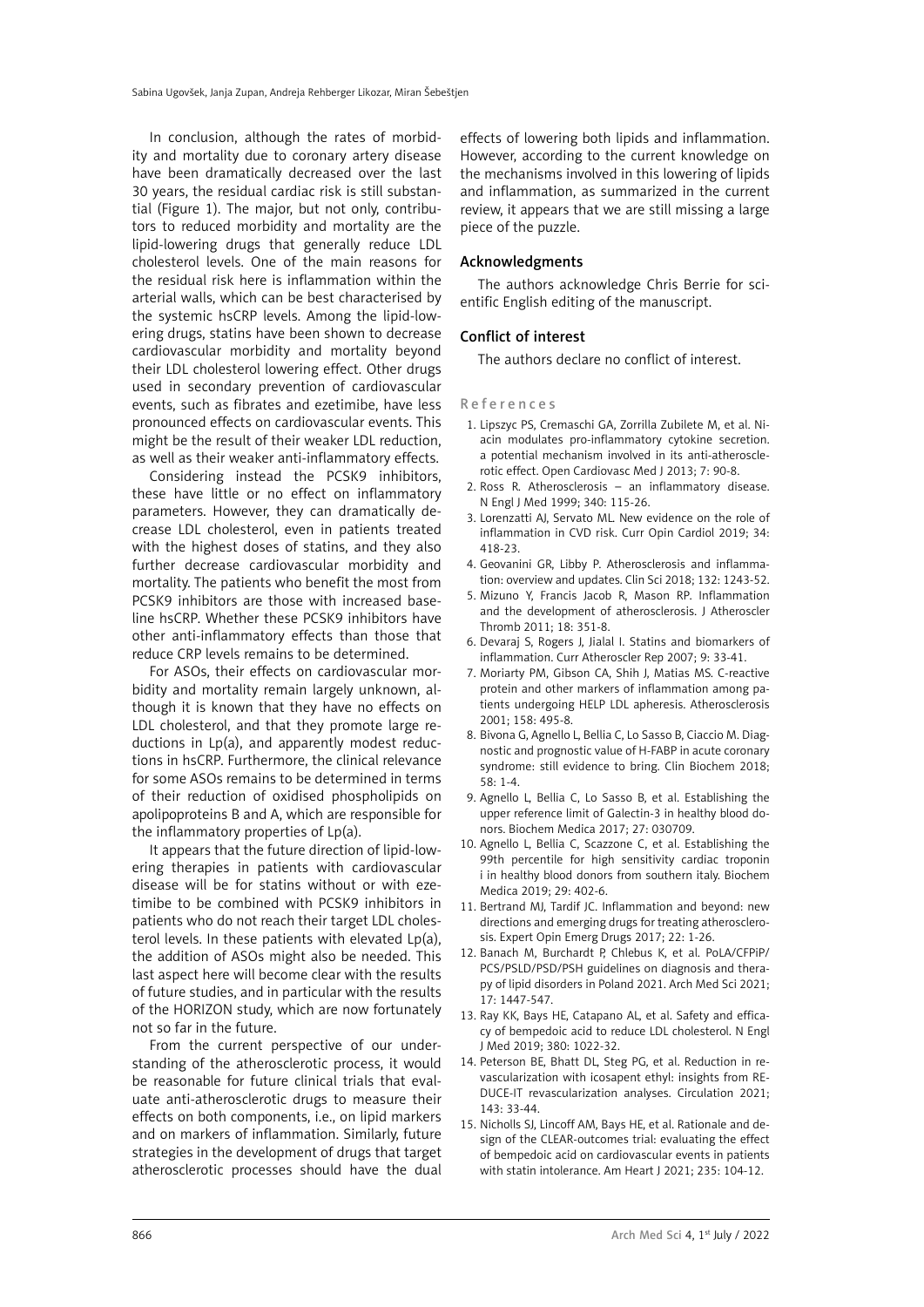In conclusion, although the rates of morbidity and mortality due to coronary artery disease have been dramatically decreased over the last 30 years, the residual cardiac risk is still substantial (Figure 1). The major, but not only, contributors to reduced morbidity and mortality are the lipid-lowering drugs that generally reduce LDL cholesterol levels. One of the main reasons for the residual risk here is inflammation within the arterial walls, which can be best characterised by the systemic hsCRP levels. Among the lipid-lowering drugs, statins have been shown to decrease cardiovascular morbidity and mortality beyond their LDL cholesterol lowering effect. Other drugs used in secondary prevention of cardiovascular events, such as fibrates and ezetimibe, have less pronounced effects on cardiovascular events. This might be the result of their weaker LDL reduction, as well as their weaker anti-inflammatory effects.

Considering instead the PCSK9 inhibitors, these have little or no effect on inflammatory parameters. However, they can dramatically decrease LDL cholesterol, even in patients treated with the highest doses of statins, and they also further decrease cardiovascular morbidity and mortality. The patients who benefit the most from PCSK9 inhibitors are those with increased baseline hsCRP. Whether these PCSK9 inhibitors have other anti-inflammatory effects than those that reduce CRP levels remains to be determined.

For ASOs, their effects on cardiovascular morbidity and mortality remain largely unknown, although it is known that they have no effects on LDL cholesterol, and that they promote large reductions in Lp(a), and apparently modest reductions in hsCRP. Furthermore, the clinical relevance for some ASOs remains to be determined in terms of their reduction of oxidised phospholipids on apolipoproteins B and A, which are responsible for the inflammatory properties of Lp(a).

It appears that the future direction of lipid-lowering therapies in patients with cardiovascular disease will be for statins without or with ezetimibe to be combined with PCSK9 inhibitors in patients who do not reach their target LDL cholesterol levels. In these patients with elevated Lp(a), the addition of ASOs might also be needed. This last aspect here will become clear with the results of future studies, and in particular with the results of the HORIZON study, which are now fortunately not so far in the future.

From the current perspective of our understanding of the atherosclerotic process, it would be reasonable for future clinical trials that evaluate anti-atherosclerotic drugs to measure their effects on both components, i.e., on lipid markers and on markers of inflammation. Similarly, future strategies in the development of drugs that target atherosclerotic processes should have the dual effects of lowering both lipids and inflammation. However, according to the current knowledge on the mechanisms involved in this lowering of lipids and inflammation, as summarized in the current review, it appears that we are still missing a large piece of the puzzle.

## Acknowledgments

The authors acknowledge Chris Berrie for scientific English editing of the manuscript.

## Conflict of interest

The authors declare no conflict of interest.

## References

1. Lipszyc PS, Cremaschi GA, Zorrilla Zubilete M, et al. Niacin modulates pro-inflammatory cytokine secretion. a potential mechanism involved in its anti-atherosclerotic effect. Open Cardiovasc Med J 2013; 7: 90-8.
2. Ross R. Atherosclerosis – an inflammatory disease. N Engl J Med 1999; 340: 115-26.
3. Lorenzatti AJ, Servato ML. New evidence on the role of inflammation in CVD risk. Curr Opin Cardiol 2019; 34: 418-23.
4. Geovanini GR, Libby P. Atherosclerosis and inflammation: overview and updates. Clin Sci 2018; 132: 1243-52.
5. Mizuno Y, Francis Jacob R, Mason RP. Inflammation and the development of atherosclerosis. J Atheroscler Thromb 2011; 18: 351-8.
6. Devaraj S, Rogers J, Jialal I. Statins and biomarkers of inflammation. Curr Atheroscler Rep 2007; 9: 33-41.
7. Moriarty PM, Gibson CA, Shih J, Matias MS. C-reactive protein and other markers of inflammation among patients undergoing HELP LDL apheresis. Atherosclerosis 2001; 158: 495-8.
8. Bivona G, Agnello L, Bellia C, Lo Sasso B, Ciaccio M. Diagnostic and prognostic value of H-FABP in acute coronary syndrome: still evidence to bring. Clin Biochem 2018; 58: 1-4.
9. Agnello L, Bellia C, Lo Sasso B, et al. Establishing the upper reference limit of Galectin-3 in healthy blood donors. Biochem Medica 2017; 27: 030709.
10. Agnello L, Bellia C, Scazzone C, et al. Establishing the 99th percentile for high sensitivity cardiac troponin i in healthy blood donors from southern italy. Biochem Medica 2019; 29: 402-6.
11. Bertrand MJ, Tardif JC. Inflammation and beyond: new directions and emerging drugs for treating atherosclerosis. Expert Opin Emerg Drugs 2017; 22: 1-26.
12. Banach M, Burchardt P, Chlebus K, et al. PoLA/CFPiP/PCS/PSLD/PSD/PSH guidelines on diagnosis and therapy of lipid disorders in Poland 2021. Arch Med Sci 2021; 17: 1447-547.
13. Ray KK, Bays HE, Catapano AL, et al. Safety and efficacy of bempedoic acid to reduce LDL cholesterol. N Engl J Med 2019; 380: 1022-32.
14. Peterson BE, Bhatt DL, Steg PG, et al. Reduction in revascularization with icosapent ethyl: insights from REDUCE-IT revascularization analyses. Circulation 2021; 143: 33-44.
15. Nicholls SJ, Lincoff AM, Bays HE, et al. Rationale and design of the CLEAR-outcomes trial: evaluating the effect of bempedoic acid on cardiovascular events in patients with statin intolerance. Am Heart J 2021; 235: 104-12.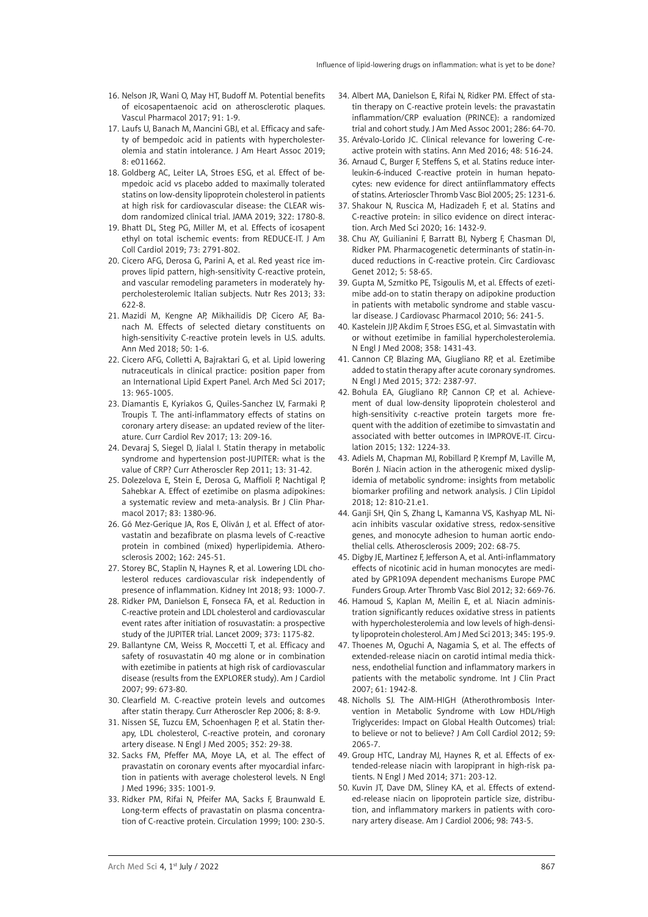16. Nelson JR, Wani O, May HT, Budoff M. Potential benefits of eicosapentaenoic acid on atherosclerotic plaques. Vascul Pharmacol 2017; 91: 1-9.
17. Laufs U, Banach M, Mancini GBJ, et al. Efficacy and safety of bempedoic acid in patients with hypercholesterolemia and statin intolerance. J Am Heart Assoc 2019; 8: e011662.
18. Goldberg AC, Leiter LA, Stroes ESG, et al. Effect of bempedoic acid vs placebo added to maximally tolerated statins on low-density lipoprotein cholesterol in patients at high risk for cardiovascular disease: the CLEAR wisdom randomized clinical trial. JAMA 2019; 322: 1780-8.
19. Bhatt DL, Steg PG, Miller M, et al. Effects of icosapent ethyl on total ischemic events: from REDUCE-IT. J Am Coll Cardiol 2019; 73: 2791-802.
20. Cicero AFG, Derosa G, Parini A, et al. Red yeast rice improves lipid pattern, high-sensitivity C-reactive protein, and vascular remodeling parameters in moderately hypercholesterolemic Italian subjects. Nutr Res 2013; 33: 622-8.
21. Mazidi M, Kengne AP, Mikhailidis DP, Cicero AF, Banach M. Effects of selected dietary constituents on high-sensitivity C-reactive protein levels in U.S. adults. Ann Med 2018; 50: 1-6.
22. Cicero AFG, Colletti A, Bajraktari G, et al. Lipid lowering nutraceuticals in clinical practice: position paper from an International Lipid Expert Panel. Arch Med Sci 2017; 13: 965-1005.
23. Diamantis E, Kyriakos G, Quiles-Sanchez LV, Farmaki P, Troupis T. The anti-inflammatory effects of statins on coronary artery disease: an updated review of the literature. Curr Cardiol Rev 2017; 13: 209-16.
24. Devaraj S, Siegel D, Jialal I. Statin therapy in metabolic syndrome and hypertension post-JUPITER: what is the value of CRP? Curr Atheroscler Rep 2011; 13: 31-42.
25. Dolezelova E, Stein E, Derosa G, Maffioli P, Nachtigal P, Sahebkar A. Effect of ezetimibe on plasma adipokines: a systematic review and meta-analysis. Br J Clin Pharmacol 2017; 83: 1380-96.
26. Gó Mez-Gerique JA, Ros E, Oliván J, et al. Effect of atorvastatin and bezafibrate on plasma levels of C-reactive protein in combined (mixed) hyperlipidemia. Atherosclerosis 2002; 162: 245-51.
27. Storey BC, Staplin N, Haynes R, et al. Lowering LDL cholesterol reduces cardiovascular risk independently of presence of inflammation. Kidney Int 2018; 93: 1000-7.
28. Ridker PM, Danielson E, Fonseca FA, et al. Reduction in C-reactive protein and LDL cholesterol and cardiovascular event rates after initiation of rosuvastatin: a prospective study of the JUPITER trial. Lancet 2009; 373: 1175-82.
29. Ballantyne CM, Weiss R, Moccetti T, et al. Efficacy and safety of rosuvastatin 40 mg alone or in combination with ezetimibe in patients at high risk of cardiovascular disease (results from the EXPLORER study). Am J Cardiol 2007; 99: 673-80.
30. Clearfield M. C-reactive protein levels and outcomes after statin therapy. Curr Atheroscler Rep 2006; 8: 8-9.
31. Nissen SE, Tuzcu EM, Schoenhagen P, et al. Statin therapy, LDL cholesterol, C-reactive protein, and coronary artery disease. N Engl J Med 2005; 352: 29-38.
32. Sacks FM, Pfeffer MA, Moye LA, et al. The effect of pravastatin on coronary events after myocardial infarction in patients with average cholesterol levels. N Engl J Med 1996; 335: 1001-9.
33. Ridker PM, Rifai N, Pfeifer MA, Sacks F, Braunwald E. Long-term effects of pravastatin on plasma concentration of C-reactive protein. Circulation 1999; 100: 230-5.
34. Albert MA, Danielson E, Rifai N, Ridker PM. Effect of statin therapy on C-reactive protein levels: the pravastatin inflammation/CRP evaluation (PRINCE): a randomized trial and cohort study. J Am Med Assoc 2001; 286: 64-70.
35. Arévalo-Lorido JC. Clinical relevance for lowering C-reactive protein with statins. Ann Med 2016; 48: 516-24.
36. Arnaud C, Burger F, Steffens S, et al. Statins reduce interleukin-6-induced C-reactive protein in human hepatocytes: new evidence for direct antiinflammatory effects of statins. Arterioscler Thromb Vasc Biol 2005; 25: 1231-6.
37. Shakour N, Ruscica M, Hadizadeh F, et al. Statins and C-reactive protein: in silico evidence on direct interaction. Arch Med Sci 2020; 16: 1432-9.
38. Chu AY, Guilianini F, Barratt BJ, Nyberg F, Chasman DI, Ridker PM. Pharmacogenetic determinants of statin-induced reductions in C-reactive protein. Circ Cardiovasc Genet 2012; 5: 58-65.
39. Gupta M, Szmitko PE, Tsigoulis M, et al. Effects of ezetimibe add-on to statin therapy on adipokine production in patients with metabolic syndrome and stable vascular disease. J Cardiovasc Pharmacol 2010; 56: 241-5.
40. Kastelein JJP, Akdim F, Stroes ESG, et al. Simvastatin with or without ezetimibe in familial hypercholesterolemia. N Engl J Med 2008; 358: 1431-43.
41. Cannon CP, Blazing MA, Giugliano RP, et al. Ezetimibe added to statin therapy after acute coronary syndromes. N Engl J Med 2015; 372: 2387-97.
42. Bohula EA, Giugliano RP, Cannon CP, et al. Achievement of dual low-density lipoprotein cholesterol and high-sensitivity c-reactive protein targets more frequent with the addition of ezetimibe to simvastatin and associated with better outcomes in IMPROVE-IT. Circulation 2015; 132: 1224-33.
43. Adiels M, Chapman MJ, Robillard P, Krempf M, Laville M, Borén J. Niacin action in the atherogenic mixed dyslipidemia of metabolic syndrome: insights from metabolic biomarker profiling and network analysis. J Clin Lipidol 2018; 12: 810-21.e1.
44. Ganji SH, Qin S, Zhang L, Kamanna VS, Kashyap ML. Niacin inhibits vascular oxidative stress, redox-sensitive genes, and monocyte adhesion to human aortic endothelial cells. Atherosclerosis 2009; 202: 68-75.
45. Digby JE, Martinez F, Jefferson A, et al. Anti-inflammatory effects of nicotinic acid in human monocytes are mediated by GPR109A dependent mechanisms Europe PMC Funders Group. Arter Thromb Vasc Biol 2012; 32: 669-76.
46. Hamoud S, Kaplan M, Meilin E, et al. Niacin administration significantly reduces oxidative stress in patients with hypercholesterolemia and low levels of high-density lipoprotein cholesterol. Am J Med Sci 2013; 345: 195-9.
47. Thoenes M, Oguchi A, Nagamia S, et al. The effects of extended-release niacin on carotid intimal media thickness, endothelial function and inflammatory markers in patients with the metabolic syndrome. Int J Clin Pract 2007; 61: 1942-8.
48. Nicholls SJ. The AIM-HIGH (Atherothrombosis Intervention in Metabolic Syndrome with Low HDL/High Triglycerides: Impact on Global Health Outcomes) trial: to believe or not to believe? J Am Coll Cardiol 2012; 59: 2065-7.
49. Group HTC, Landray MJ, Haynes R, et al. Effects of extended-release niacin with laropiprant in high-risk patients. N Engl J Med 2014; 371: 203-12.
50. Kuvin JT, Dave DM, Sliney KA, et al. Effects of extended-release niacin on lipoprotein particle size, distribution, and inflammatory markers in patients with coronary artery disease. Am J Cardiol 2006; 98: 743-5.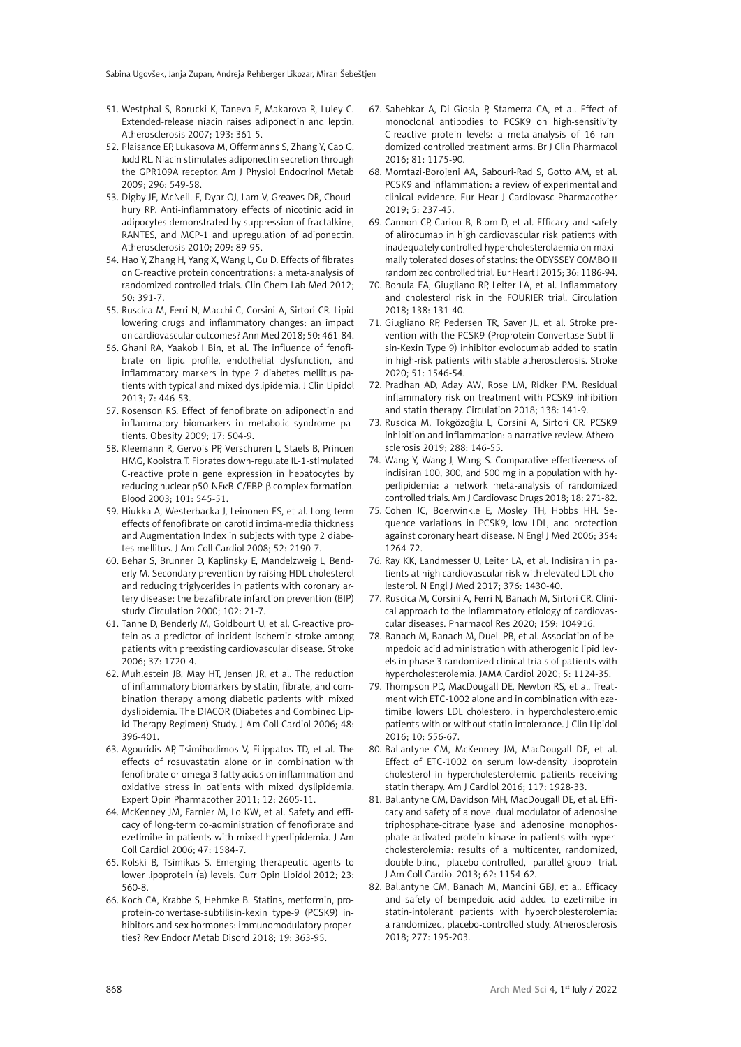51. Westphal S, Borucki K, Taneva E, Makarova R, Luley C. Extended-release niacin raises adiponectin and leptin. Atherosclerosis 2007; 193: 361-5.
52. Plaisance EP, Lukasova M, Offermanns S, Zhang Y, Cao G, Judd RL. Niacin stimulates adiponectin secretion through the GPR109A receptor. Am J Physiol Endocrinol Metab 2009; 296: 549-58.
53. Digby JE, McNeill E, Dyar OJ, Lam V, Greaves DR, Choudhury RP. Anti-inflammatory effects of nicotinic acid in adipocytes demonstrated by suppression of fractalkine, RANTES, and MCP-1 and upregulation of adiponectin. Atherosclerosis 2010; 209: 89-95.
54. Hao Y, Zhang H, Yang X, Wang L, Gu D. Effects of fibrates on C-reactive protein concentrations: a meta-analysis of randomized controlled trials. Clin Chem Lab Med 2012; 50: 391-7.
55. Ruscica M, Ferri N, Macchi C, Corsini A, Sirtori CR. Lipid lowering drugs and inflammatory changes: an impact on cardiovascular outcomes? Ann Med 2018; 50: 461-84.
56. Ghani RA, Yaakob I Bin, et al. The influence of fenofibrate on lipid profile, endothelial dysfunction, and inflammatory markers in type 2 diabetes mellitus patients with typical and mixed dyslipidemia. J Clin Lipidol 2013; 7: 446-53.
57. Rosenson RS. Effect of fenofibrate on adiponectin and inflammatory biomarkers in metabolic syndrome patients. Obesity 2009; 17: 504-9.
58. Kleemann R, Gervois PP, Verschuren L, Staels B, Princen HMG, Kooistra T. Fibrates down-regulate IL-1-stimulated C-reactive protein gene expression in hepatocytes by reducing nuclear p50-NFκB-C/EBP-β complex formation. Blood 2003; 101: 545-51.
59. Hiukka A, Westerbacka J, Leinonen ES, et al. Long-term effects of fenofibrate on carotid intima-media thickness and Augmentation Index in subjects with type 2 diabetes mellitus. J Am Coll Cardiol 2008; 52: 2190-7.
60. Behar S, Brunner D, Kaplinsky E, Mandelzweig L, Benderly M. Secondary prevention by raising HDL cholesterol and reducing triglycerides in patients with coronary artery disease: the bezafibrate infarction prevention (BIP) study. Circulation 2000; 102: 21-7.
61. Tanne D, Benderly M, Goldbourt U, et al. C-reactive protein as a predictor of incident ischemic stroke among patients with preexisting cardiovascular disease. Stroke 2006; 37: 1720-4.
62. Muhlestein JB, May HT, Jensen JR, et al. The reduction of inflammatory biomarkers by statin, fibrate, and combination therapy among diabetic patients with mixed dyslipidemia. The DIACOR (Diabetes and Combined Lipid Therapy Regimen) Study. J Am Coll Cardiol 2006; 48: 396-401.
63. Agouridis AP, Tsimihodimos V, Filippatos TD, et al. The effects of rosuvastatin alone or in combination with fenofibrate or omega 3 fatty acids on inflammation and oxidative stress in patients with mixed dyslipidemia. Expert Opin Pharmacother 2011; 12: 2605-11.
64. McKenney JM, Farnier M, Lo KW, et al. Safety and efficacy of long-term co-administration of fenofibrate and ezetimibe in patients with mixed hyperlipidemia. J Am Coll Cardiol 2006; 47: 1584-7.
65. Kolski B, Tsimikas S. Emerging therapeutic agents to lower lipoprotein (a) levels. Curr Opin Lipidol 2012; 23: 560-8.
66. Koch CA, Krabbe S, Hehmke B. Statins, metformin, proprotein-convertase-subtilisin-kexin type-9 (PCSK9) inhibitors and sex hormones: immunomodulatory properties? Rev Endocr Metab Disord 2018; 19: 363-95.
67. Sahebkar A, Di Giosia P, Stamerra CA, et al. Effect of monoclonal antibodies to PCSK9 on high-sensitivity C-reactive protein levels: a meta-analysis of 16 randomized controlled treatment arms. Br J Clin Pharmacol 2016; 81: 1175-90.
68. Momtazi-Borojeni AA, Sabouri-Rad S, Gotto AM, et al. PCSK9 and inflammation: a review of experimental and clinical evidence. Eur Hear J Cardiovasc Pharmacother 2019; 5: 237-45.
69. Cannon CP, Cariou B, Blom D, et al. Efficacy and safety of alirocumab in high cardiovascular risk patients with inadequately controlled hypercholesterolaemia on maximally tolerated doses of statins: the ODYSSEY COMBO II randomized controlled trial. Eur Heart J 2015; 36: 1186-94.
70. Bohula EA, Giugliano RP, Leiter LA, et al. Inflammatory and cholesterol risk in the FOURIER trial. Circulation 2018; 138: 131-40.
71. Giugliano RP, Pedersen TR, Saver JL, et al. Stroke prevention with the PCSK9 (Proprotein Convertase Subtilisin-Kexin Type 9) inhibitor evolocumab added to statin in high-risk patients with stable atherosclerosis. Stroke 2020; 51: 1546-54.
72. Pradhan AD, Aday AW, Rose LM, Ridker PM. Residual inflammatory risk on treatment with PCSK9 inhibition and statin therapy. Circulation 2018; 138: 141-9.
73. Ruscica M, Tokgözoğlu L, Corsini A, Sirtori CR. PCSK9 inhibition and inflammation: a narrative review. Atherosclerosis 2019; 288: 146-55.
74. Wang Y, Wang J, Wang S. Comparative effectiveness of inclisiran 100, 300, and 500 mg in a population with hyperlipidemia: a network meta-analysis of randomized controlled trials. Am J Cardiovasc Drugs 2018; 18: 271-82.
75. Cohen JC, Boerwinkle E, Mosley TH, Hobbs HH. Sequence variations in PCSK9, low LDL, and protection against coronary heart disease. N Engl J Med 2006; 354: 1264-72.
76. Ray KK, Landmesser U, Leiter LA, et al. Inclisiran in patients at high cardiovascular risk with elevated LDL cholesterol. N Engl J Med 2017; 376: 1430-40.
77. Ruscica M, Corsini A, Ferri N, Banach M, Sirtori CR. Clinical approach to the inflammatory etiology of cardiovascular diseases. Pharmacol Res 2020; 159: 104916.
78. Banach M, Banach M, Duell PB, et al. Association of bempedoic acid administration with atherogenic lipid levels in phase 3 randomized clinical trials of patients with hypercholesterolemia. JAMA Cardiol 2020; 5: 1124-35.
79. Thompson PD, MacDougall DE, Newton RS, et al. Treatment with ETC-1002 alone and in combination with ezetimibe lowers LDL cholesterol in hypercholesterolemic patients with or without statin intolerance. J Clin Lipidol 2016; 10: 556-67.
80. Ballantyne CM, McKenney JM, MacDougall DE, et al. Effect of ETC-1002 on serum low-density lipoprotein cholesterol in hypercholesterolemic patients receiving statin therapy. Am J Cardiol 2016; 117: 1928-33.
81. Ballantyne CM, Davidson MH, MacDougall DE, et al. Efficacy and safety of a novel dual modulator of adenosine triphosphate-citrate lyase and adenosine monophosphate-activated protein kinase in patients with hypercholesterolemia: results of a multicenter, randomized, double-blind, placebo-controlled, parallel-group trial. J Am Coll Cardiol 2013; 62: 1154-62.
82. Ballantyne CM, Banach M, Mancini GBJ, et al. Efficacy and safety of bempedoic acid added to ezetimibe in statin-intolerant patients with hypercholesterolemia: a randomized, placebo-controlled study. Atherosclerosis 2018; 277: 195-203.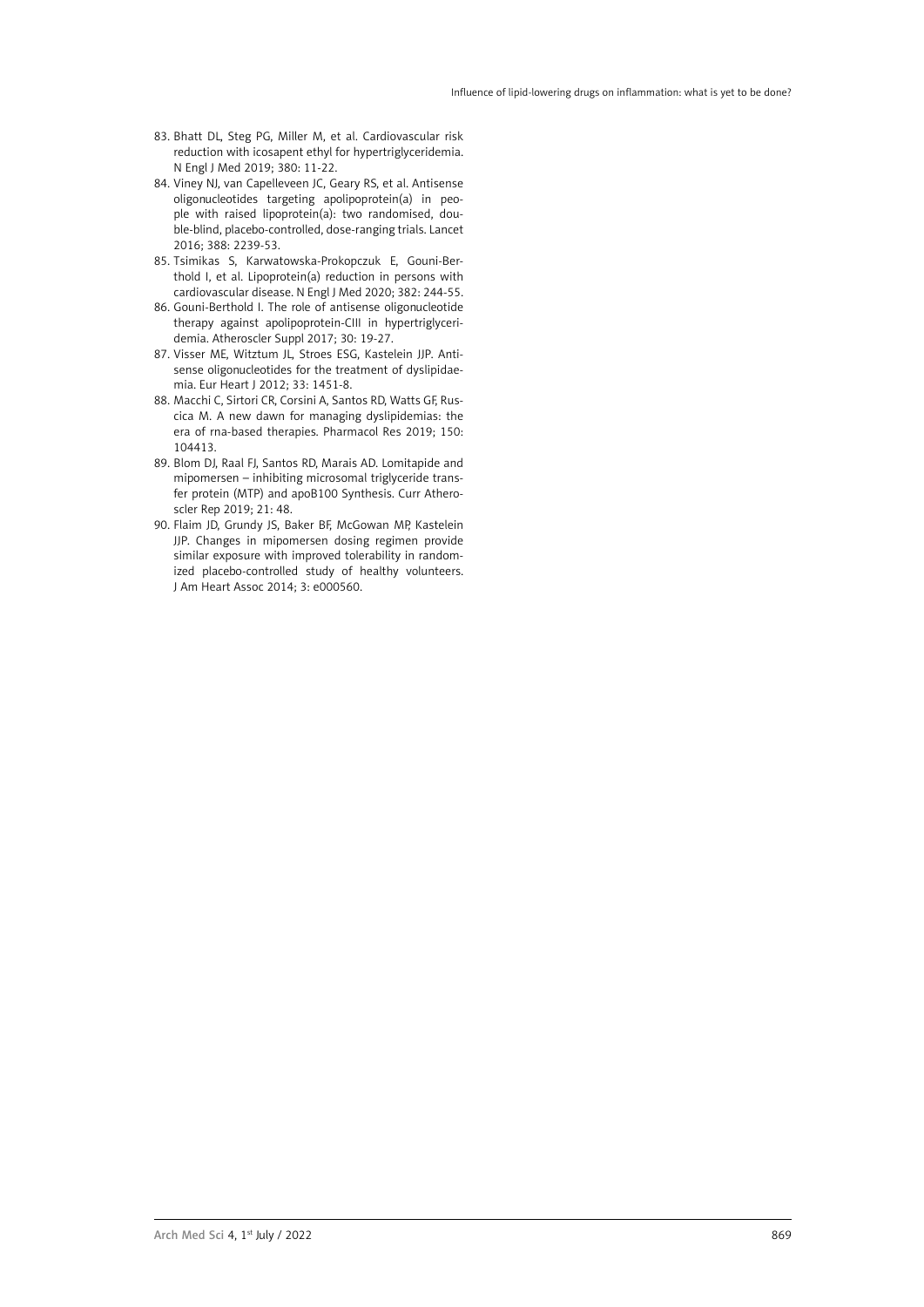83. Bhatt DL, Steg PG, Miller M, et al. Cardiovascular risk reduction with icosapent ethyl for hypertriglyceridemia. N Engl J Med 2019; 380: 11-22.
84. Viney NJ, van Capelleveen JC, Geary RS, et al. Antisense oligonucleotides targeting apolipoprotein(a) in people with raised lipoprotein(a): two randomised, double-blind, placebo-controlled, dose-ranging trials. Lancet 2016; 388: 2239-53.
85. Tsimikas S, Karwatowska-Prokopczuk E, Gouni-Berthold I, et al. Lipoprotein(a) reduction in persons with cardiovascular disease. N Engl J Med 2020; 382: 244-55.
86. Gouni-Berthold I. The role of antisense oligonucleotide therapy against apolipoprotein-CIII in hypertriglyceridemia. Atheroscler Suppl 2017; 30: 19-27.
87. Visser ME, Witztum JL, Stroes ESG, Kastelein JJP. Antisense oligonucleotides for the treatment of dyslipidaemia. Eur Heart J 2012; 33: 1451-8.
88. Macchi C, Sirtori CR, Corsini A, Santos RD, Watts GF, Ruscica M. A new dawn for managing dyslipidemias: the era of rna-based therapies. Pharmacol Res 2019; 150: 104413.
89. Blom DJ, Raal FJ, Santos RD, Marais AD. Lomitapide and mipomersen – inhibiting microsomal triglyceride transfer protein (MTP) and apoB100 Synthesis. Curr Atheroscler Rep 2019; 21: 48.
90. Flaim JD, Grundy JS, Baker BF, McGowan MP, Kastelein JJP. Changes in mipomersen dosing regimen provide similar exposure with improved tolerability in randomized placebo-controlled study of healthy volunteers. J Am Heart Assoc 2014; 3: e000560.